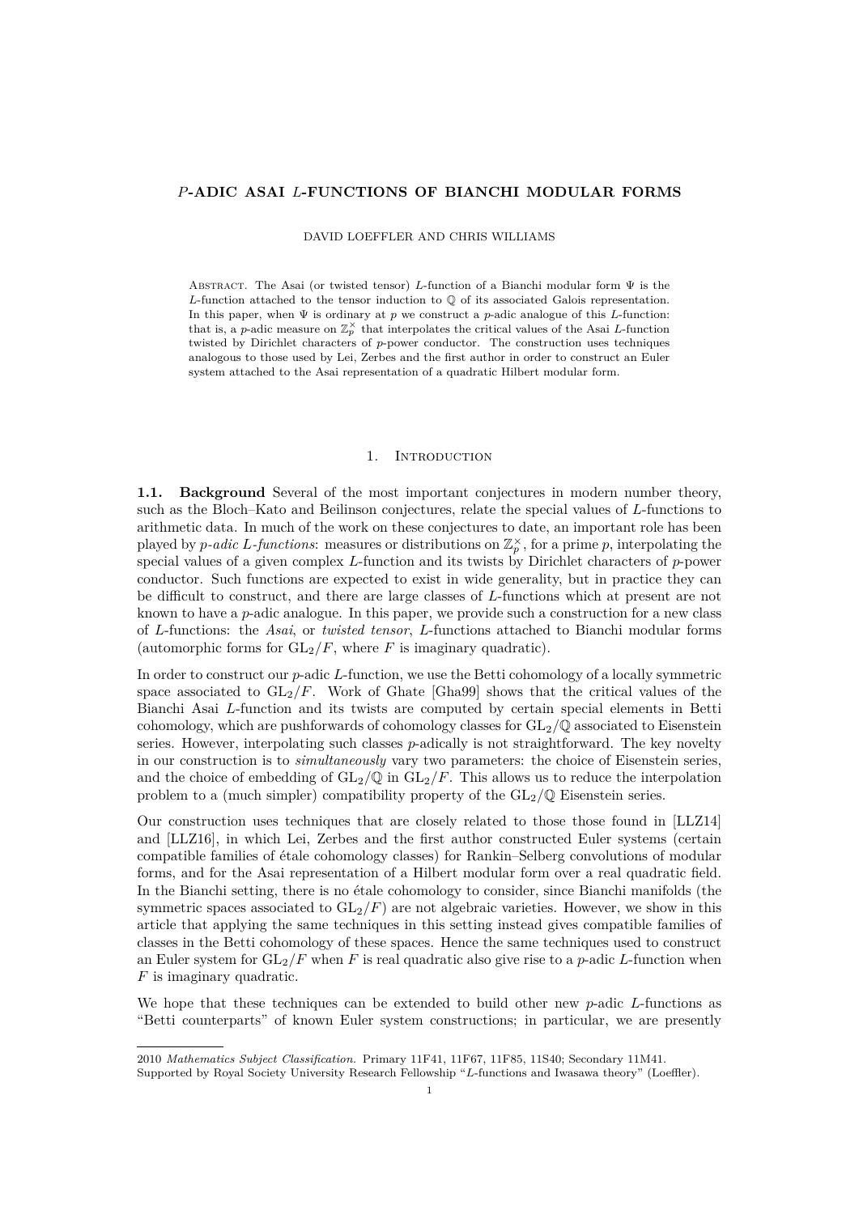# $P$-ADIC ASAI $L$-FUNCTIONS OF BIANCHI MODULAR FORMS

DAVID LOEFFLER AND CHRIS WILLIAMS

Abstract. The Asai (or twisted tensor) $L$-function of a Bianchi modular form $\Psi$ is the $L$-function attached to the tensor induction to $\mathbb{Q}$ of its associated Galois representation. In this paper, when $\Psi$ is ordinary at $p$ we construct a $p$-adic analogue of this $L$-function: that is, a $p$-adic measure on $\mathbb{Z}_p^\times$ that interpolates the critical values of the Asai $L$-function twisted by Dirichlet characters of $p$-power conductor. The construction uses techniques analogous to those used by Lei, Zerbes and the first author in order to construct an Euler system attached to the Asai representation of a quadratic Hilbert modular form.

## 1. Introduction

**1.1. Background** Several of the most important conjectures in modern number theory, such as the Bloch–Kato and Beilinson conjectures, relate the special values of $L$-functions to arithmetic data. In much of the work on these conjectures to date, an important role has been played by *$p$-adic $L$-functions*: measures or distributions on $\mathbb{Z}_p^\times$, for a prime $p$, interpolating the special values of a given complex $L$-function and its twists by Dirichlet characters of $p$-power conductor. Such functions are expected to exist in wide generality, but in practice they can be difficult to construct, and there are large classes of $L$-functions which at present are not known to have a $p$-adic analogue. In this paper, we provide such a construction for a new class of $L$-functions: the *Asai*, or *twisted tensor*, $L$-functions attached to Bianchi modular forms (automorphic forms for $\mathrm{GL}_2/F$, where $F$ is imaginary quadratic).

In order to construct our $p$-adic $L$-function, we use the Betti cohomology of a locally symmetric space associated to $\mathrm{GL}_2/F$. Work of Ghate [Gha99] shows that the critical values of the Bianchi Asai $L$-function and its twists are computed by certain special elements in Betti cohomology, which are pushforwards of cohomology classes for $\mathrm{GL}_2/\mathbb{Q}$ associated to Eisenstein series. However, interpolating such classes $p$-adically is not straightforward. The key novelty in our construction is to *simultaneously* vary two parameters: the choice of Eisenstein series, and the choice of embedding of $\mathrm{GL}_2/\mathbb{Q}$ in $\mathrm{GL}_2/F$. This allows us to reduce the interpolation problem to a (much simpler) compatibility property of the $\mathrm{GL}_2/\mathbb{Q}$ Eisenstein series.

Our construction uses techniques that are closely related to those those found in [LLZ14] and [LLZ16], in which Lei, Zerbes and the first author constructed Euler systems (certain compatible families of étale cohomology classes) for Rankin–Selberg convolutions of modular forms, and for the Asai representation of a Hilbert modular form over a real quadratic field. In the Bianchi setting, there is no étale cohomology to consider, since Bianchi manifolds (the symmetric spaces associated to $\mathrm{GL}_2/F$) are not algebraic varieties. However, we show in this article that applying the same techniques in this setting instead gives compatible families of classes in the Betti cohomology of these spaces. Hence the same techniques used to construct an Euler system for $\mathrm{GL}_2/F$ when $F$ is real quadratic also give rise to a $p$-adic $L$-function when $F$ is imaginary quadratic.

We hope that these techniques can be extended to build other new $p$-adic $L$-functions as "Betti counterparts" of known Euler system constructions; in particular, we are presently

2010 *Mathematics Subject Classification.* Primary 11F41, 11F67, 11F85, 11S40; Secondary 11M41.
Supported by Royal Society University Research Fellowship "*L*-functions and Iwasawa theory" (Loeffler).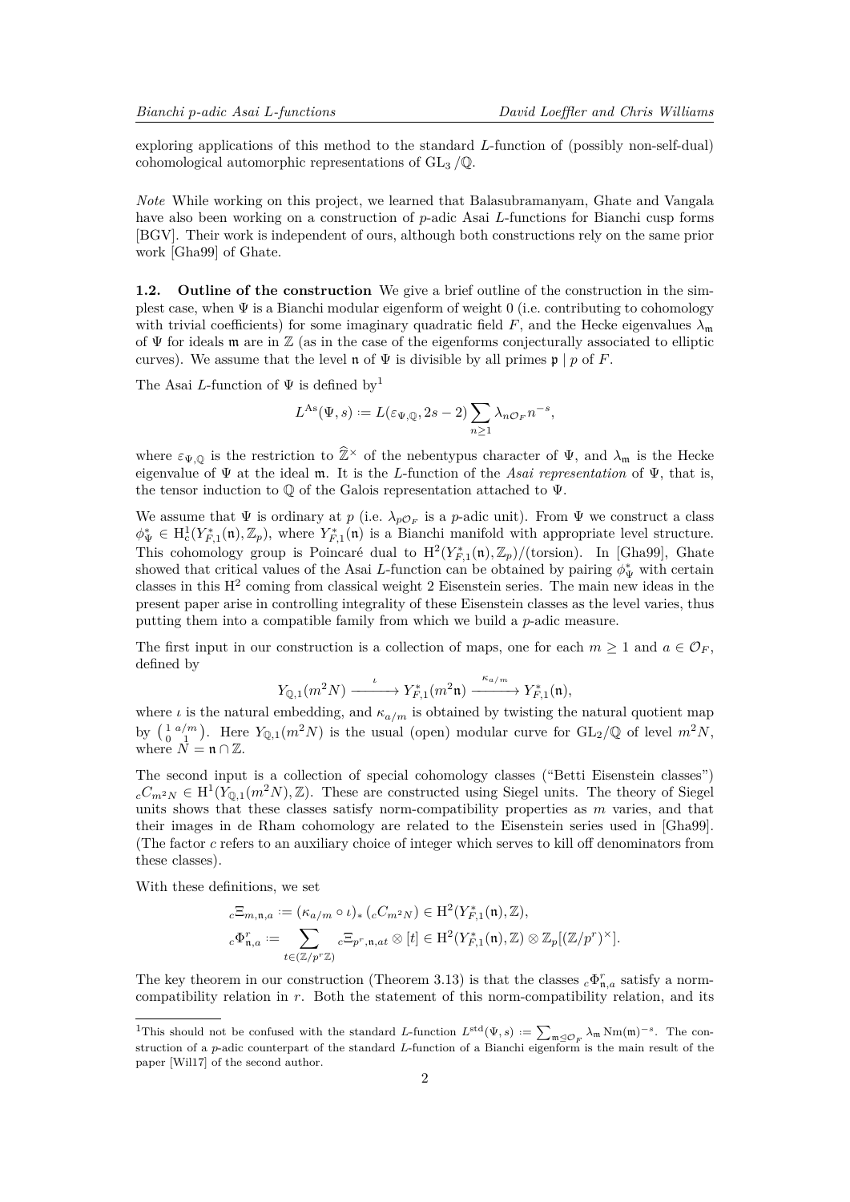exploring applications of this method to the standard $L$-function of (possibly non-self-dual) cohomological automorphic representations of $\mathrm{GL}_3/\mathbb{Q}$.

*Note* While working on this project, we learned that Balasubramanyam, Ghate and Vangala have also been working on a construction of $p$-adic Asai $L$-functions for Bianchi cusp forms [BGV]. Their work is independent of ours, although both constructions rely on the same prior work [Gha99] of Ghate.

**1.2. Outline of the construction** We give a brief outline of the construction in the simplest case, when $\Psi$ is a Bianchi modular eigenform of weight 0 (i.e. contributing to cohomology with trivial coefficients) for some imaginary quadratic field $F$, and the Hecke eigenvalues $\lambda_{\mathfrak{m}}$ of $\Psi$ for ideals $\mathfrak{m}$ are in $\mathbb{Z}$ (as in the case of the eigenforms conjecturally associated to elliptic curves). We assume that the level $\mathfrak{n}$ of $\Psi$ is divisible by all primes $\mathfrak{p} \mid p$ of $F$.

The Asai $L$-function of $\Psi$ is defined by[1]

$$L^{\mathrm{As}}(\Psi, s) := L(\varepsilon_{\Psi,\mathbb{Q}}, 2s-2) \sum_{n \geq 1} \lambda_{n\mathcal{O}_F} n^{-s},$$

where $\varepsilon_{\Psi,\mathbb{Q}}$ is the restriction to $\widehat{\mathbb{Z}}^\times$ of the nebentypus character of $\Psi$, and $\lambda_{\mathfrak{m}}$ is the Hecke eigenvalue of $\Psi$ at the ideal $\mathfrak{m}$. It is the $L$-function of the *Asai representation* of $\Psi$, that is, the tensor induction to $\mathbb{Q}$ of the Galois representation attached to $\Psi$.

We assume that $\Psi$ is ordinary at $p$ (i.e. $\lambda_{p\mathcal{O}_F}$ is a $p$-adic unit). From $\Psi$ we construct a class $\phi^*_\Psi \in \mathrm{H}^1_c(Y^*_{F,1}(\mathfrak{n}), \mathbb{Z}_p)$, where $Y^*_{F,1}(\mathfrak{n})$ is a Bianchi manifold with appropriate level structure. This cohomology group is Poincaré dual to $\mathrm{H}^2(Y^*_{F,1}(\mathfrak{n}), \mathbb{Z}_p)/(\text{torsion})$. In [Gha99], Ghate showed that critical values of the Asai $L$-function can be obtained by pairing $\phi^*_\Psi$ with certain classes in this $\mathrm{H}^2$ coming from classical weight 2 Eisenstein series. The main new ideas in the present paper arise in controlling integrality of these Eisenstein classes as the level varies, thus putting them into a compatible family from which we build a $p$-adic measure.

The first input in our construction is a collection of maps, one for each $m \geq 1$ and $a \in \mathcal{O}_F$, defined by

$$Y_{\mathbb{Q},1}(m^2N) \xrightarrow{\ \iota\ } Y^*_{F,1}(m^2\mathfrak{n}) \xrightarrow{\ \kappa_{a/m}\ } Y^*_{F,1}(\mathfrak{n}),$$

where $\iota$ is the natural embedding, and $\kappa_{a/m}$ is obtained by twisting the natural quotient map by $\left(\begin{smallmatrix} 1 & a/m \\ 0 & 1 \end{smallmatrix}\right)$. Here $Y_{\mathbb{Q},1}(m^2N)$ is the usual (open) modular curve for $\mathrm{GL}_2/\mathbb{Q}$ of level $m^2N$, where $N = \mathfrak{n} \cap \mathbb{Z}$.

The second input is a collection of special cohomology classes ("Betti Eisenstein classes") ${}_cC_{m^2N} \in \mathrm{H}^1(Y_{\mathbb{Q},1}(m^2N), \mathbb{Z})$. These are constructed using Siegel units. The theory of Siegel units shows that these classes satisfy norm-compatibility properties as $m$ varies, and that their images in de Rham cohomology are related to the Eisenstein series used in [Gha99]. (The factor $c$ refers to an auxiliary choice of integer which serves to kill off denominators from these classes).

With these definitions, we set

$${}_c\Xi_{m,\mathfrak{n},a} := (\kappa_{a/m} \circ \iota)_* \left({}_cC_{m^2N}\right) \in \mathrm{H}^2(Y^*_{F,1}(\mathfrak{n}), \mathbb{Z}),$$

$${}_c\Phi^r_{\mathfrak{n},a} := \sum_{t \in (\mathbb{Z}/p^r\mathbb{Z})} {}_c\Xi_{p^r,\mathfrak{n},at} \otimes [t] \in \mathrm{H}^2(Y^*_{F,1}(\mathfrak{n}), \mathbb{Z}) \otimes \mathbb{Z}_p[(\mathbb{Z}/p^r)^\times].$$

The key theorem in our construction (Theorem 3.13) is that the classes ${}_c\Phi^r_{\mathfrak{n},a}$ satisfy a norm-compatibility relation in $r$. Both the statement of this norm-compatibility relation, and its

[1] This should not be confused with the standard $L$-function $L^{\mathrm{std}}(\Psi, s) := \sum_{\mathfrak{m} \trianglelefteq \mathcal{O}_F} \lambda_{\mathfrak{m}} \mathrm{Nm}(\mathfrak{m})^{-s}$. The construction of a $p$-adic counterpart of the standard $L$-function of a Bianchi eigenform is the main result of the paper [Wil17] of the second author.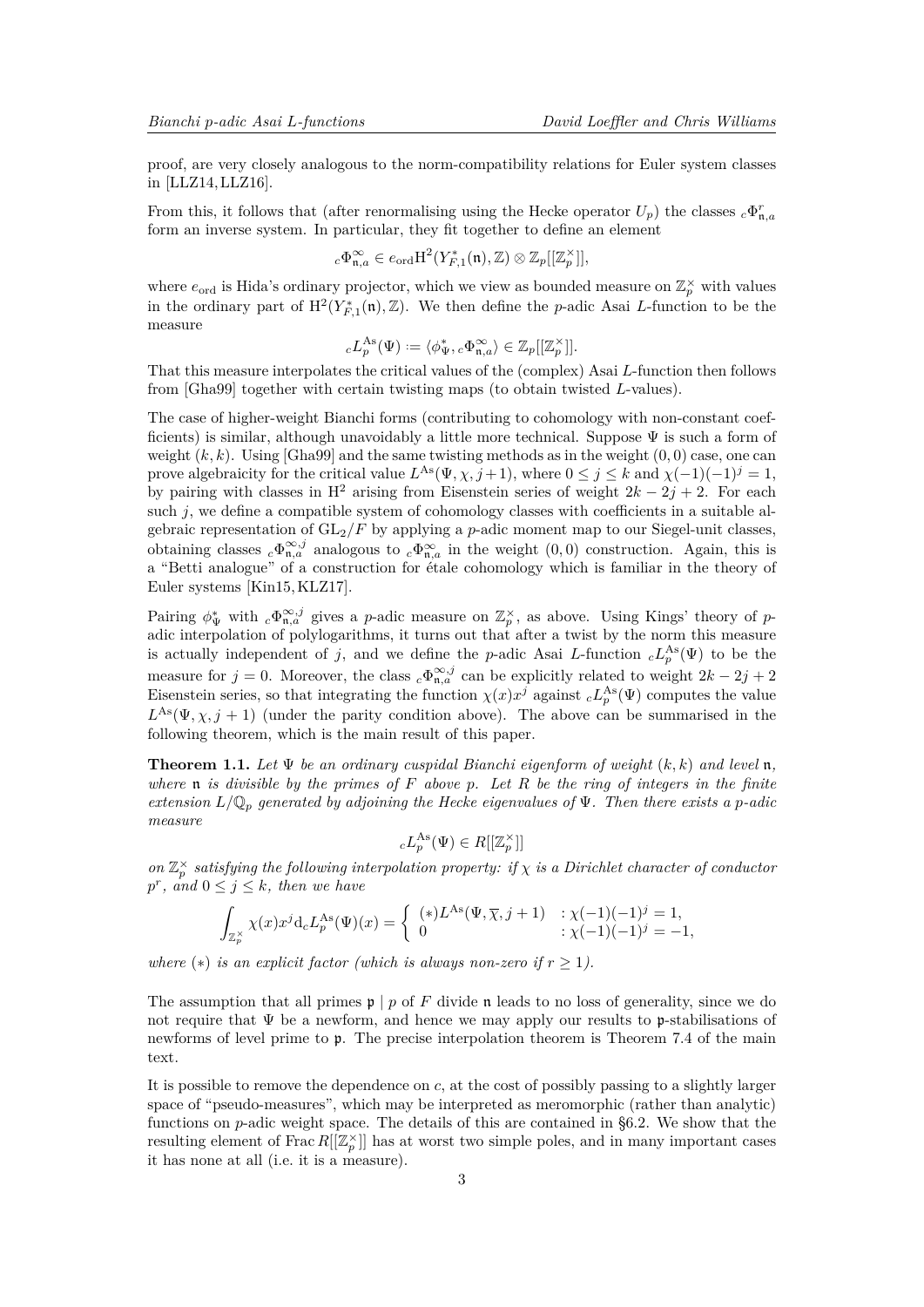proof, are very closely analogous to the norm-compatibility relations for Euler system classes in [LLZ14, LLZ16].

From this, it follows that (after renormalising using the Hecke operator $U_p$) the classes ${}_c\Phi^r_{\mathfrak{n},a}$ form an inverse system. In particular, they fit together to define an element

$$ {}_c\Phi^\infty_{\mathfrak{n},a} \in e_{\mathrm{ord}}\mathrm{H}^2(Y^*_{F,1}(\mathfrak{n}),\mathbb{Z}) \otimes \mathbb{Z}_p[[\mathbb{Z}_p^\times]], $$

where $e_{\mathrm{ord}}$ is Hida's ordinary projector, which we view as bounded measure on $\mathbb{Z}_p^\times$ with values in the ordinary part of $\mathrm{H}^2(Y^*_{F,1}(\mathfrak{n}),\mathbb{Z})$. We then define the $p$-adic Asai $L$-function to be the measure

$$ {}_cL_p^{\mathrm{As}}(\Psi) := \langle \phi^*_\Psi, {}_c\Phi^\infty_{\mathfrak{n},a}\rangle \in \mathbb{Z}_p[[\mathbb{Z}_p^\times]]. $$

That this measure interpolates the critical values of the (complex) Asai $L$-function then follows from [Gha99] together with certain twisting maps (to obtain twisted $L$-values).

The case of higher-weight Bianchi forms (contributing to cohomology with non-constant coefficients) is similar, although unavoidably a little more technical. Suppose $\Psi$ is such a form of weight $(k,k)$. Using [Gha99] and the same twisting methods as in the weight $(0,0)$ case, one can prove algebraicity for the critical value $L^{\mathrm{As}}(\Psi,\chi,j+1)$, where $0 \le j \le k$ and $\chi(-1)(-1)^j = 1$, by pairing with classes in $\mathrm{H}^2$ arising from Eisenstein series of weight $2k-2j+2$. For each such $j$, we define a compatible system of cohomology classes with coefficients in a suitable algebraic representation of $\mathrm{GL}_2/F$ by applying a $p$-adic moment map to our Siegel-unit classes, obtaining classes ${}_c\Phi^{\infty,j}_{\mathfrak{n},a}$ analogous to ${}_c\Phi^\infty_{\mathfrak{n},a}$ in the weight $(0,0)$ construction. Again, this is a "Betti analogue" of a construction for étale cohomology which is familiar in the theory of Euler systems [Kin15, KLZ17].

Pairing $\phi^*_\Psi$ with ${}_c\Phi^{\infty,j}_{\mathfrak{n},a}$ gives a $p$-adic measure on $\mathbb{Z}_p^\times$, as above. Using Kings' theory of $p$-adic interpolation of polylogarithms, it turns out that after a twist by the norm this measure is actually independent of $j$, and we define the $p$-adic Asai $L$-function ${}_cL_p^{\mathrm{As}}(\Psi)$ to be the measure for $j=0$. Moreover, the class ${}_c\Phi^{\infty,j}_{\mathfrak{n},a}$ can be explicitly related to weight $2k-2j+2$ Eisenstein series, so that integrating the function $\chi(x)x^j$ against ${}_cL_p^{\mathrm{As}}(\Psi)$ computes the value $L^{\mathrm{As}}(\Psi,\chi,j+1)$ (under the parity condition above). The above can be summarised in the following theorem, which is the main result of this paper.

**Theorem 1.1.** *Let $\Psi$ be an ordinary cuspidal Bianchi eigenform of weight $(k,k)$ and level $\mathfrak{n}$, where $\mathfrak{n}$ is divisible by the primes of $F$ above $p$. Let $R$ be the ring of integers in the finite extension $L/\mathbb{Q}_p$ generated by adjoining the Hecke eigenvalues of $\Psi$. Then there exists a $p$-adic measure*

$$ {}_cL_p^{\mathrm{As}}(\Psi) \in R[[\mathbb{Z}_p^\times]] $$

*on $\mathbb{Z}_p^\times$ satisfying the following interpolation property: if $\chi$ is a Dirichlet character of conductor $p^r$, and $0 \le j \le k$, then we have*

$$ \int_{\mathbb{Z}_p^\times} \chi(x)x^j \mathrm{d}_c L_p^{\mathrm{As}}(\Psi)(x) = \begin{cases} (*) L^{\mathrm{As}}(\Psi,\overline{\chi},j+1) & : \chi(-1)(-1)^j = 1, \\ 0 & : \chi(-1)(-1)^j = -1, \end{cases} $$

*where $(*)$ is an explicit factor (which is always non-zero if $r \ge 1$).*

The assumption that all primes $\mathfrak{p} \mid p$ of $F$ divide $\mathfrak{n}$ leads to no loss of generality, since we do not require that $\Psi$ be a newform, and hence we may apply our results to $\mathfrak{p}$-stabilisations of newforms of level prime to $\mathfrak{p}$. The precise interpolation theorem is Theorem 7.4 of the main text.

It is possible to remove the dependence on $c$, at the cost of possibly passing to a slightly larger space of "pseudo-measures", which may be interpreted as meromorphic (rather than analytic) functions on $p$-adic weight space. The details of this are contained in §6.2. We show that the resulting element of $\operatorname{Frac} R[[\mathbb{Z}_p^\times]]$ has at worst two simple poles, and in many important cases it has none at all (i.e. it is a measure).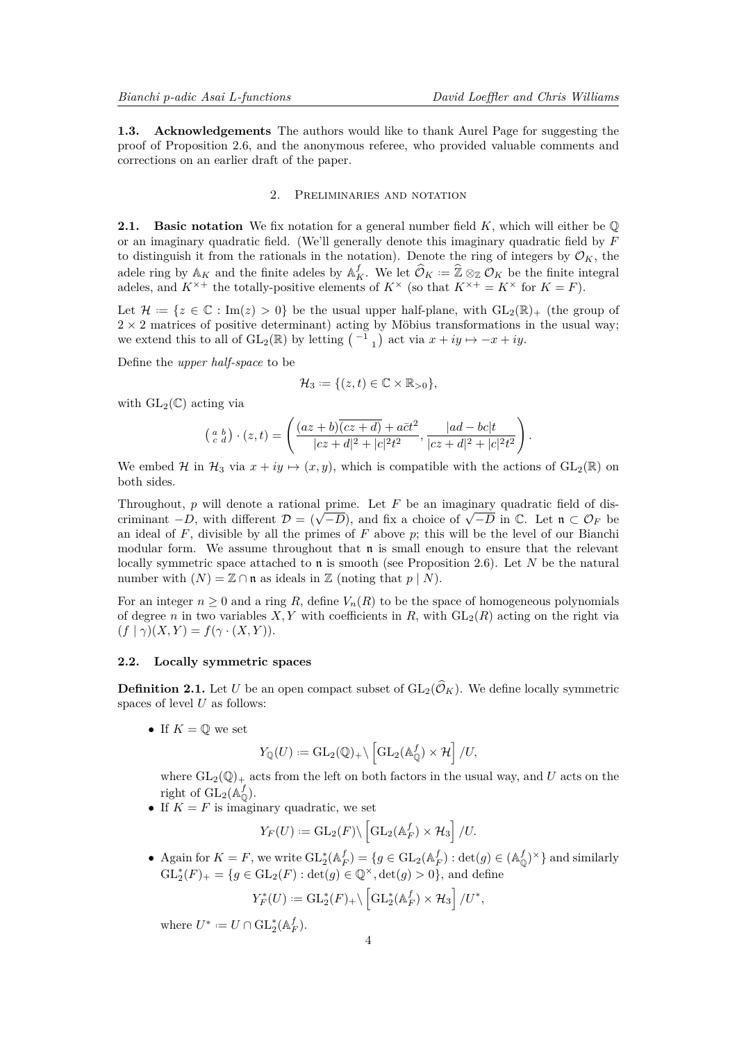**1.3. Acknowledgements** The authors would like to thank Aurel Page for suggesting the proof of Proposition 2.6, and the anonymous referee, who provided valuable comments and corrections on an earlier draft of the paper.

## 2. Preliminaries and notation

**2.1. Basic notation** We fix notation for a general number field $K$, which will either be $\mathbb{Q}$ or an imaginary quadratic field. (We'll generally denote this imaginary quadratic field by $F$ to distinguish it from the rationals in the notation). Denote the ring of integers by $\mathcal{O}_K$, the adele ring by $\mathbb{A}_K$ and the finite adeles by $\mathbb{A}_K^f$. We let $\widehat{\mathcal{O}}_K := \widehat{\mathbb{Z}} \otimes_{\mathbb{Z}} \mathcal{O}_K$ be the finite integral adeles, and $K^{\times +}$ the totally-positive elements of $K^\times$ (so that $K^{\times +} = K^\times$ for $K = F$).

Let $\mathcal{H} := \{z \in \mathbb{C} : \mathrm{Im}(z) > 0\}$ be the usual upper half-plane, with $\mathrm{GL}_2(\mathbb{R})_+$ (the group of $2 \times 2$ matrices of positive determinant) acting by Möbius transformations in the usual way; we extend this to all of $\mathrm{GL}_2(\mathbb{R})$ by letting $\left(\begin{smallmatrix} -1 & \\ & 1 \end{smallmatrix}\right)$ act via $x + iy \mapsto -x + iy$.

Define the *upper half-space* to be

$$\mathcal{H}_3 := \{(z,t) \in \mathbb{C} \times \mathbb{R}_{>0}\},$$

with $\mathrm{GL}_2(\mathbb{C})$ acting via

$$\left(\begin{smallmatrix} a & b \\ c & d \end{smallmatrix}\right) \cdot (z,t) = \left( \frac{(az+b)\overline{(cz+d)} + a\bar{c}t^2}{|cz+d|^2 + |c|^2t^2}, \frac{|ad-bc|t}{|cz+d|^2+|c|^2t^2} \right).$$

We embed $\mathcal{H}$ in $\mathcal{H}_3$ via $x + iy \mapsto (x,y)$, which is compatible with the actions of $\mathrm{GL}_2(\mathbb{R})$ on both sides.

Throughout, $p$ will denote a rational prime. Let $F$ be an imaginary quadratic field of discriminant $-D$, with different $\mathcal{D} = (\sqrt{-D})$, and fix a choice of $\sqrt{-D}$ in $\mathbb{C}$. Let $\mathfrak{n} \subset \mathcal{O}_F$ be an ideal of $F$, divisible by all the primes of $F$ above $p$; this will be the level of our Bianchi modular form. We assume throughout that $\mathfrak{n}$ is small enough to ensure that the relevant locally symmetric space attached to $\mathfrak{n}$ is smooth (see Proposition 2.6). Let $N$ be the natural number with $(N) = \mathbb{Z} \cap \mathfrak{n}$ as ideals in $\mathbb{Z}$ (noting that $p \mid N$).

For an integer $n \geq 0$ and a ring $R$, define $V_n(R)$ to be the space of homogeneous polynomials of degree $n$ in two variables $X, Y$ with coefficients in $R$, with $\mathrm{GL}_2(R)$ acting on the right via $(f \mid \gamma)(X,Y) = f(\gamma \cdot (X,Y))$.

### 2.2. Locally symmetric spaces

**Definition 2.1.** Let $U$ be an open compact subset of $\mathrm{GL}_2(\widehat{\mathcal{O}}_K)$. We define locally symmetric spaces of level $U$ as follows:

- If $K = \mathbb{Q}$ we set
$$Y_{\mathbb{Q}}(U) := \mathrm{GL}_2(\mathbb{Q})_+ \backslash \left[ \mathrm{GL}_2(\mathbb{A}_{\mathbb{Q}}^f) \times \mathcal{H} \right] / U,$$
where $\mathrm{GL}_2(\mathbb{Q})_+$ acts from the left on both factors in the usual way, and $U$ acts on the right of $\mathrm{GL}_2(\mathbb{A}_{\mathbb{Q}}^f)$.
- If $K = F$ is imaginary quadratic, we set
$$Y_F(U) := \mathrm{GL}_2(F) \backslash \left[ \mathrm{GL}_2(\mathbb{A}_F^f) \times \mathcal{H}_3 \right] / U.$$
- Again for $K = F$, we write $\mathrm{GL}_2^*(\mathbb{A}_F^f) = \{g \in \mathrm{GL}_2(\mathbb{A}_F^f) : \det(g) \in (\mathbb{A}_{\mathbb{Q}}^f)^\times\}$ and similarly $\mathrm{GL}_2^*(F)_+ = \{g \in \mathrm{GL}_2(F) : \det(g) \in \mathbb{Q}^\times, \det(g) > 0\}$, and define
$$Y_F^*(U) := \mathrm{GL}_2^*(F)_+ \backslash \left[ \mathrm{GL}_2^*(\mathbb{A}_F^f) \times \mathcal{H}_3 \right] / U^*,$$
where $U^* := U \cap \mathrm{GL}_2^*(\mathbb{A}_F^f)$.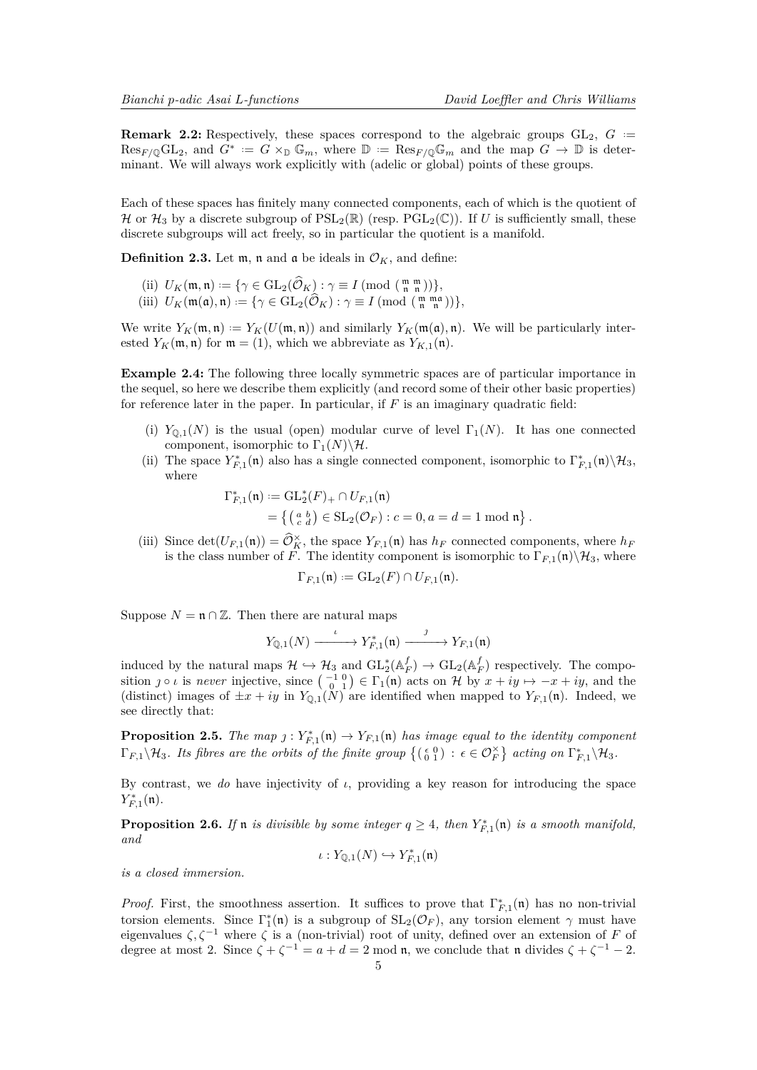**Remark 2.2:** Respectively, these spaces correspond to the algebraic groups $\mathrm{GL}_2$, $G := \mathrm{Res}_{F/\mathbb{Q}}\mathrm{GL}_2$, and $G^* := G \times_{\mathbb{D}} \mathbb{G}_m$, where $\mathbb{D} := \mathrm{Res}_{F/\mathbb{Q}}\mathbb{G}_m$ and the map $G \to \mathbb{D}$ is determinant. We will always work explicitly with (adelic or global) points of these groups.

Each of these spaces has finitely many connected components, each of which is the quotient of $\mathcal{H}$ or $\mathcal{H}_3$ by a discrete subgroup of $\mathrm{PSL}_2(\mathbb{R})$ (resp. $\mathrm{PGL}_2(\mathbb{C})$). If $U$ is sufficiently small, these discrete subgroups will act freely, so in particular the quotient is a manifold.

**Definition 2.3.** Let $\mathfrak{m}$, $\mathfrak{n}$ and $\mathfrak{a}$ be ideals in $\mathcal{O}_K$, and define:

(ii) $U_K(\mathfrak{m},\mathfrak{n}) := \{\gamma \in \mathrm{GL}_2(\widehat{\mathcal{O}}_K) : \gamma \equiv I \pmod{\left(\begin{smallmatrix} \mathfrak{m} & \mathfrak{m} \\ \mathfrak{n} & \mathfrak{n}\end{smallmatrix}\right)}\}$,

(iii) $U_K(\mathfrak{m}(\mathfrak{a}),\mathfrak{n}) := \{\gamma \in \mathrm{GL}_2(\widehat{\mathcal{O}}_K) : \gamma \equiv I \pmod{\left(\begin{smallmatrix} \mathfrak{m} & \mathfrak{m}\mathfrak{a} \\ \mathfrak{n} & \mathfrak{n}\end{smallmatrix}\right)}\}$,

We write $Y_K(\mathfrak{m},\mathfrak{n}) := Y_K(U(\mathfrak{m},\mathfrak{n}))$ and similarly $Y_K(\mathfrak{m}(\mathfrak{a}),\mathfrak{n})$. We will be particularly interested $Y_K(\mathfrak{m},\mathfrak{n})$ for $\mathfrak{m} = (1)$, which we abbreviate as $Y_{K,1}(\mathfrak{n})$.

**Example 2.4:** The following three locally symmetric spaces are of particular importance in the sequel, so here we describe them explicitly (and record some of their other basic properties) for reference later in the paper. In particular, if $F$ is an imaginary quadratic field:

(i) $Y_{\mathbb{Q},1}(N)$ is the usual (open) modular curve of level $\Gamma_1(N)$. It has one connected component, isomorphic to $\Gamma_1(N)\backslash\mathcal{H}$.

(ii) The space $Y_{F,1}^*(\mathfrak{n})$ also has a single connected component, isomorphic to $\Gamma_{F,1}^*(\mathfrak{n})\backslash\mathcal{H}_3$, where

$$\begin{aligned}\Gamma_{F,1}^*(\mathfrak{n}) &:= \mathrm{GL}_2^*(F)_+ \cap U_{F,1}(\mathfrak{n}) \\ &= \left\{\left(\begin{smallmatrix} a & b \\ c & d\end{smallmatrix}\right) \in \mathrm{SL}_2(\mathcal{O}_F) : c = 0, a = d = 1 \bmod \mathfrak{n}\right\}.\end{aligned}$$

(iii) Since $\det(U_{F,1}(\mathfrak{n})) = \widehat{\mathcal{O}}_K^\times$, the space $Y_{F,1}(\mathfrak{n})$ has $h_F$ connected components, where $h_F$ is the class number of $F$. The identity component is isomorphic to $\Gamma_{F,1}(\mathfrak{n})\backslash\mathcal{H}_3$, where

$$\Gamma_{F,1}(\mathfrak{n}) := \mathrm{GL}_2(F) \cap U_{F,1}(\mathfrak{n}).$$

Suppose $N = \mathfrak{n} \cap \mathbb{Z}$. Then there are natural maps

$$Y_{\mathbb{Q},1}(N) \xrightarrow{\ \iota\ } Y_{F,1}^*(\mathfrak{n}) \xrightarrow{\ \jmath\ } Y_{F,1}(\mathfrak{n})$$

induced by the natural maps $\mathcal{H} \hookrightarrow \mathcal{H}_3$ and $\mathrm{GL}_2^*(\mathbb{A}_F^f) \to \mathrm{GL}_2(\mathbb{A}_F^f)$ respectively. The composition $\jmath \circ \iota$ is *never* injective, since $\left(\begin{smallmatrix} -1 & 0 \\ 0 & 1\end{smallmatrix}\right) \in \Gamma_1(\mathfrak{n})$ acts on $\mathcal{H}$ by $x + iy \mapsto -x + iy$, and the (distinct) images of $\pm x + iy$ in $Y_{\mathbb{Q},1}(N)$ are identified when mapped to $Y_{F,1}(\mathfrak{n})$. Indeed, we see directly that:

**Proposition 2.5.** *The map $\jmath : Y_{F,1}^*(\mathfrak{n}) \to Y_{F,1}(\mathfrak{n})$ has image equal to the identity component $\Gamma_{F,1}\backslash\mathcal{H}_3$. Its fibres are the orbits of the finite group $\left\{\left(\begin{smallmatrix} \epsilon & 0 \\ 0 & 1\end{smallmatrix}\right) : \epsilon \in \mathcal{O}_F^\times\right\}$ acting on $\Gamma_{F,1}^*\backslash\mathcal{H}_3$.*

By contrast, we *do* have injectivity of $\iota$, providing a key reason for introducing the space $Y_{F,1}^*(\mathfrak{n})$.

**Proposition 2.6.** *If $\mathfrak{n}$ is divisible by some integer $q \geq 4$, then $Y_{F,1}^*(\mathfrak{n})$ is a smooth manifold, and*

$$\iota : Y_{\mathbb{Q},1}(N) \hookrightarrow Y_{F,1}^*(\mathfrak{n})$$

*is a closed immersion.*

*Proof.* First, the smoothness assertion. It suffices to prove that $\Gamma_{F,1}^*(\mathfrak{n})$ has no non-trivial torsion elements. Since $\Gamma_1^*(\mathfrak{n})$ is a subgroup of $\mathrm{SL}_2(\mathcal{O}_F)$, any torsion element $\gamma$ must have eigenvalues $\zeta, \zeta^{-1}$ where $\zeta$ is a (non-trivial) root of unity, defined over an extension of $F$ of degree at most 2. Since $\zeta + \zeta^{-1} = a + d = 2 \bmod \mathfrak{n}$, we conclude that $\mathfrak{n}$ divides $\zeta + \zeta^{-1} - 2$.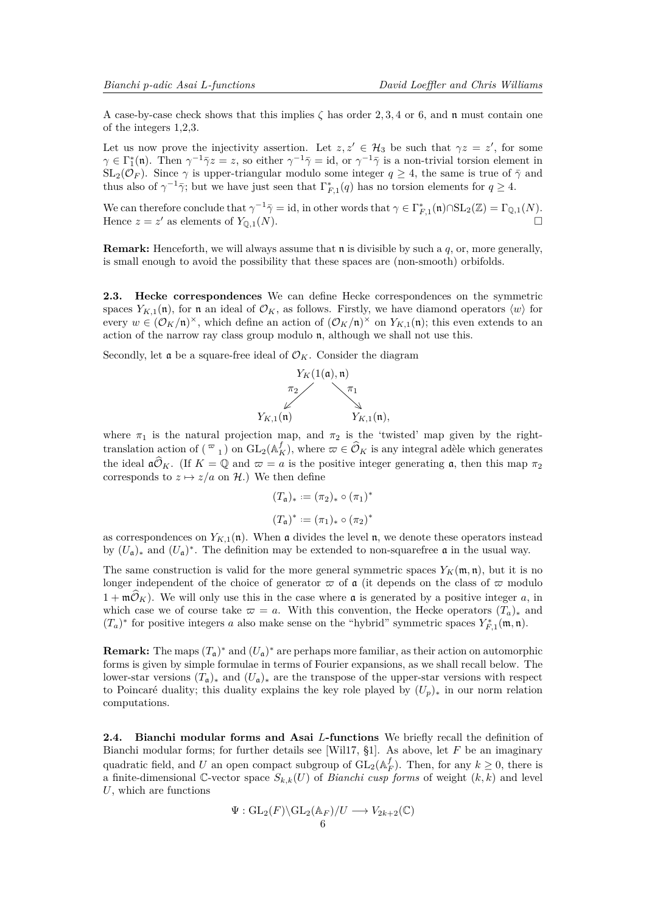A case-by-case check shows that this implies $\zeta$ has order 2, 3, 4 or 6, and $\mathfrak{n}$ must contain one of the integers 1,2,3.

Let us now prove the injectivity assertion. Let $z, z' \in \mathcal{H}_3$ be such that $\gamma z = z'$, for some $\gamma \in \Gamma_1^*(\mathfrak{n})$. Then $\gamma^{-1}\bar{\gamma} z = z$, so either $\gamma^{-1}\bar{\gamma} = \mathrm{id}$, or $\gamma^{-1}\bar{\gamma}$ is a non-trivial torsion element in $\mathrm{SL}_2(\mathcal{O}_F)$. Since $\gamma$ is upper-triangular modulo some integer $q \geq 4$, the same is true of $\bar{\gamma}$ and thus also of $\gamma^{-1}\bar{\gamma}$; but we have just seen that $\Gamma_{F,1}^*(q)$ has no torsion elements for $q \geq 4$.

We can therefore conclude that $\gamma^{-1}\bar{\gamma} = \mathrm{id}$, in other words that $\gamma \in \Gamma_{F,1}^*(\mathfrak{n}) \cap \mathrm{SL}_2(\mathbb{Z}) = \Gamma_{\mathbb{Q},1}(N)$. Hence $z = z'$ as elements of $Y_{\mathbb{Q},1}(N)$. □

**Remark:** Henceforth, we will always assume that $\mathfrak{n}$ is divisible by such a $q$, or, more generally, is small enough to avoid the possibility that these spaces are (non-smooth) orbifolds.

## 2.3. Hecke correspondences

We can define Hecke correspondences on the symmetric spaces $Y_{K,1}(\mathfrak{n})$, for $\mathfrak{n}$ an ideal of $\mathcal{O}_K$, as follows. Firstly, we have diamond operators $\langle w \rangle$ for every $w \in (\mathcal{O}_K/\mathfrak{n})^\times$, which define an action of $(\mathcal{O}_K/\mathfrak{n})^\times$ on $Y_{K,1}(\mathfrak{n})$; this even extends to an action of the narrow ray class group modulo $\mathfrak{n}$, although we shall not use this.

Secondly, let $\mathfrak{a}$ be a square-free ideal of $\mathcal{O}_K$. Consider the diagram

$$\begin{array}{ccc} & Y_K(1(\mathfrak{a}), \mathfrak{n}) & \\ {\scriptstyle \pi_2} \swarrow & & \searrow {\scriptstyle \pi_1} \\ Y_{K,1}(\mathfrak{n}) & & Y_{K,1}(\mathfrak{n}), \end{array}$$

where $\pi_1$ is the natural projection map, and $\pi_2$ is the 'twisted' map given by the right-translation action of $\begin{pmatrix} \varpi & \\ & 1 \end{pmatrix}$ on $\mathrm{GL}_2(\mathbb{A}_K^f)$, where $\varpi \in \widehat{\mathcal{O}}_K$ is any integral adèle which generates the ideal $\mathfrak{a}\widehat{\mathcal{O}}_K$. (If $K = \mathbb{Q}$ and $\varpi = a$ is the positive integer generating $\mathfrak{a}$, then this map $\pi_2$ corresponds to $z \mapsto z/a$ on $\mathcal{H}$.) We then define

$$(T_{\mathfrak{a}})_* := (\pi_2)_* \circ (\pi_1)^*$$

$$(T_{\mathfrak{a}})^* := (\pi_1)_* \circ (\pi_2)^*$$

as correspondences on $Y_{K,1}(\mathfrak{n})$. When $\mathfrak{a}$ divides the level $\mathfrak{n}$, we denote these operators instead by $(U_{\mathfrak{a}})_*$ and $(U_{\mathfrak{a}})^*$. The definition may be extended to non-squarefree $\mathfrak{a}$ in the usual way.

The same construction is valid for the more general symmetric spaces $Y_K(\mathfrak{m}, \mathfrak{n})$, but it is no longer independent of the choice of generator $\varpi$ of $\mathfrak{a}$ (it depends on the class of $\varpi$ modulo $1 + \mathfrak{m}\widehat{\mathcal{O}}_K$). We will only use this in the case where $\mathfrak{a}$ is generated by a positive integer $a$, in which case we of course take $\varpi = a$. With this convention, the Hecke operators $(T_a)_*$ and $(T_a)^*$ for positive integers $a$ also make sense on the "hybrid" symmetric spaces $Y_{F,1}^*(\mathfrak{m}, \mathfrak{n})$.

**Remark:** The maps $(T_{\mathfrak{a}})^*$ and $(U_{\mathfrak{a}})^*$ are perhaps more familiar, as their action on automorphic forms is given by simple formulae in terms of Fourier expansions, as we shall recall below. The lower-star versions $(T_{\mathfrak{a}})_*$ and $(U_{\mathfrak{a}})_*$ are the transpose of the upper-star versions with respect to Poincaré duality; this duality explains the key role played by $(U_p)_*$ in our norm relation computations.

## 2.4. Bianchi modular forms and Asai $L$-functions

We briefly recall the definition of Bianchi modular forms; for further details see [Wil17, §1]. As above, let $F$ be an imaginary quadratic field, and $U$ an open compact subgroup of $\mathrm{GL}_2(\mathbb{A}_F^f)$. Then, for any $k \geq 0$, there is a finite-dimensional $\mathbb{C}$-vector space $S_{k,k}(U)$ of *Bianchi cusp forms* of weight $(k, k)$ and level $U$, which are functions

$$\Psi : \mathrm{GL}_2(F)\backslash\mathrm{GL}_2(\mathbb{A}_F)/U \longrightarrow V_{2k+2}(\mathbb{C})$$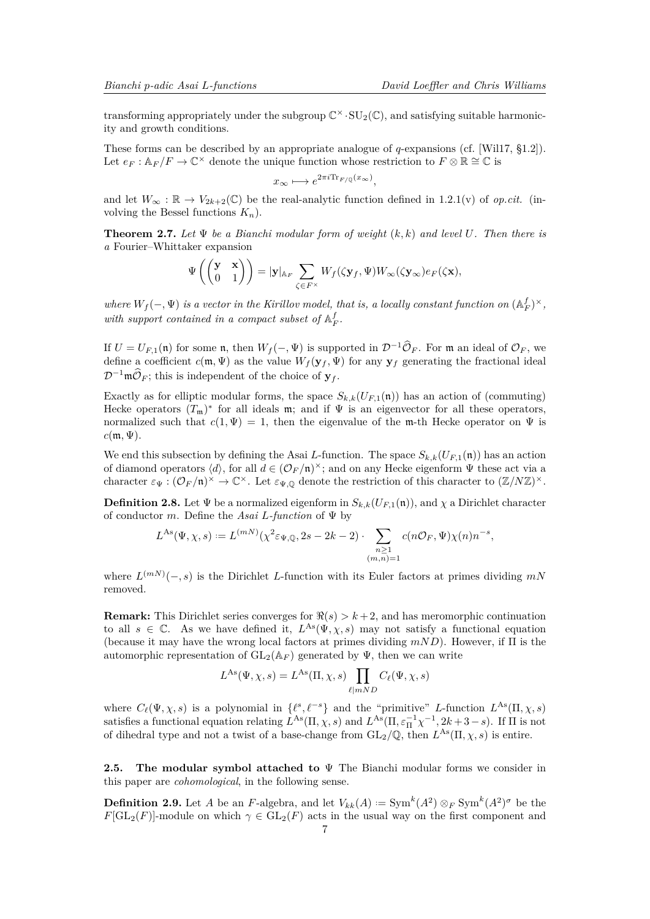transforming appropriately under the subgroup $\mathbb{C}^\times \cdot \mathrm{SU}_2(\mathbb{C})$, and satisfying suitable harmonicity and growth conditions.

These forms can be described by an appropriate analogue of $q$-expansions (cf. [Wil17, §1.2]). Let $e_F : \mathbb{A}_F/F \to \mathbb{C}^\times$ denote the unique function whose restriction to $F \otimes \mathbb{R} \cong \mathbb{C}$ is

$$x_\infty \longmapsto e^{2\pi i \mathrm{Tr}_{F/\mathbb{Q}}(x_\infty)},$$

and let $W_\infty : \mathbb{R} \to V_{2k+2}(\mathbb{C})$ be the real-analytic function defined in 1.2.1(v) of *op.cit.* (involving the Bessel functions $K_n$).

**Theorem 2.7.** *Let $\Psi$ be a Bianchi modular form of weight $(k, k)$ and level $U$. Then there is a* Fourier–Whittaker expansion

$$\Psi\left(\begin{pmatrix} \mathbf{y} & \mathbf{x} \\ 0 & 1 \end{pmatrix}\right) = |\mathbf{y}|_{\mathbb{A}_F} \sum_{\zeta \in F^\times} W_f(\zeta \mathbf{y}_f, \Psi) W_\infty(\zeta \mathbf{y}_\infty) e_F(\zeta \mathbf{x}),$$

*where $W_f(-, \Psi)$ is a vector in the Kirillov model, that is, a locally constant function on $(\mathbb{A}_F^f)^\times$, with support contained in a compact subset of $\mathbb{A}_F^f$.*

If $U = U_{F,1}(\mathfrak{n})$ for some $\mathfrak{n}$, then $W_f(-, \Psi)$ is supported in $\mathcal{D}^{-1}\widehat{\mathcal{O}}_F$. For $\mathfrak{m}$ an ideal of $\mathcal{O}_F$, we define a coefficient $c(\mathfrak{m}, \Psi)$ as the value $W_f(\mathbf{y}_f, \Psi)$ for any $\mathbf{y}_f$ generating the fractional ideal $\mathcal{D}^{-1}\mathfrak{m}\widehat{\mathcal{O}}_F$; this is independent of the choice of $\mathbf{y}_f$.

Exactly as for elliptic modular forms, the space $S_{k,k}(U_{F,1}(\mathfrak{n}))$ has an action of (commuting) Hecke operators $(T_\mathfrak{m})^*$ for all ideals $\mathfrak{m}$; and if $\Psi$ is an eigenvector for all these operators, normalized such that $c(1, \Psi) = 1$, then the eigenvalue of the $\mathfrak{m}$-th Hecke operator on $\Psi$ is $c(\mathfrak{m}, \Psi)$.

We end this subsection by defining the Asai $L$-function. The space $S_{k,k}(U_{F,1}(\mathfrak{n}))$ has an action of diamond operators $\langle d \rangle$, for all $d \in (\mathcal{O}_F/\mathfrak{n})^\times$; and on any Hecke eigenform $\Psi$ these act via a character $\varepsilon_\Psi : (\mathcal{O}_F/\mathfrak{n})^\times \to \mathbb{C}^\times$. Let $\varepsilon_{\Psi,\mathbb{Q}}$ denote the restriction of this character to $(\mathbb{Z}/N\mathbb{Z})^\times$.

**Definition 2.8.** Let $\Psi$ be a normalized eigenform in $S_{k,k}(U_{F,1}(\mathfrak{n}))$, and $\chi$ a Dirichlet character of conductor $m$. Define the *Asai $L$-function* of $\Psi$ by

$$L^{\mathrm{As}}(\Psi, \chi, s) := L^{(mN)}(\chi^2 \varepsilon_{\Psi,\mathbb{Q}}, 2s - 2k - 2) \cdot \sum_{\substack{n \geq 1 \\ (m,n)=1}} c(n\mathcal{O}_F, \Psi)\chi(n)n^{-s},$$

where $L^{(mN)}(-, s)$ is the Dirichlet $L$-function with its Euler factors at primes dividing $mN$ removed.

**Remark:** This Dirichlet series converges for $\Re(s) > k + 2$, and has meromorphic continuation to all $s \in \mathbb{C}$. As we have defined it, $L^{\mathrm{As}}(\Psi, \chi, s)$ may not satisfy a functional equation (because it may have the wrong local factors at primes dividing $mND$). However, if $\Pi$ is the automorphic representation of $\mathrm{GL}_2(\mathbb{A}_F)$ generated by $\Psi$, then we can write

$$L^{\mathrm{As}}(\Psi, \chi, s) = L^{\mathrm{As}}(\Pi, \chi, s) \prod_{\ell | mND} C_\ell(\Psi, \chi, s)$$

where $C_\ell(\Psi, \chi, s)$ is a polynomial in $\{\ell^s, \ell^{-s}\}$ and the "primitive" $L$-function $L^{\mathrm{As}}(\Pi, \chi, s)$ satisfies a functional equation relating $L^{\mathrm{As}}(\Pi, \chi, s)$ and $L^{\mathrm{As}}(\Pi, \varepsilon_\Pi^{-1}\chi^{-1}, 2k+3-s)$. If $\Pi$ is not of dihedral type and not a twist of a base-change from $\mathrm{GL}_2/\mathbb{Q}$, then $L^{\mathrm{As}}(\Pi, \chi, s)$ is entire.

## 2.5. The modular symbol attached to $\Psi$

The Bianchi modular forms we consider in this paper are *cohomological*, in the following sense.

**Definition 2.9.** Let $A$ be an $F$-algebra, and let $V_{kk}(A) := \mathrm{Sym}^k(A^2) \otimes_F \mathrm{Sym}^k(A^2)^\sigma$ be the $F[\mathrm{GL}_2(F)]$-module on which $\gamma \in \mathrm{GL}_2(F)$ acts in the usual way on the first component and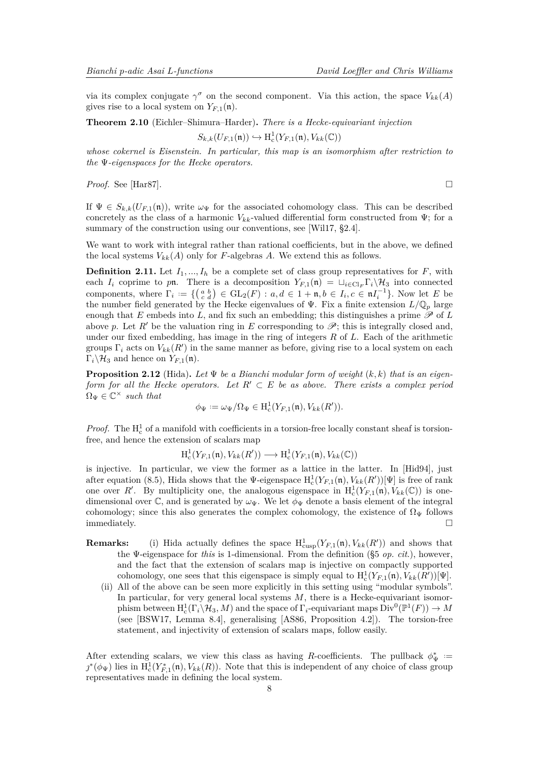via its complex conjugate $\gamma^\sigma$ on the second component. Via this action, the space $V_{kk}(A)$ gives rise to a local system on $Y_{F,1}(\mathfrak{n})$.

**Theorem 2.10** (Eichler–Shimura–Harder)**.** *There is a Hecke-equivariant injection*

$$S_{k,k}(U_{F,1}(\mathfrak{n})) \hookrightarrow \mathrm{H}^1_{\mathrm{c}}(Y_{F,1}(\mathfrak{n}), V_{kk}(\mathbb{C}))$$

*whose cokernel is Eisenstein. In particular, this map is an isomorphism after restriction to the $\Psi$-eigenspaces for the Hecke operators.*

*Proof.* See [Har87]. □

If $\Psi \in S_{k,k}(U_{F,1}(\mathfrak{n}))$, write $\omega_\Psi$ for the associated cohomology class. This can be described concretely as the class of a harmonic $V_{kk}$-valued differential form constructed from $\Psi$; for a summary of the construction using our conventions, see [Wil17, §2.4].

We want to work with integral rather than rational coefficients, but in the above, we defined the local systems $V_{kk}(A)$ only for $F$-algebras $A$. We extend this as follows.

**Definition 2.11.** Let $I_1, ..., I_h$ be a complete set of class group representatives for $F$, with each $I_i$ coprime to $p\mathfrak{n}$. There is a decomposition $Y_{F,1}(\mathfrak{n}) = \sqcup_{i \in \mathrm{Cl}_F} \Gamma_i \backslash \mathcal{H}_3$ into connected components, where $\Gamma_i := \{ \left(\begin{smallmatrix} a & b \\ c & d \end{smallmatrix}\right) \in \mathrm{GL}_2(F) : a, d \in 1 + \mathfrak{n}, b \in I_i, c \in \mathfrak{n}I_i^{-1} \}$. Now let $E$ be the number field generated by the Hecke eigenvalues of $\Psi$. Fix a finite extension $L/\mathbb{Q}_p$ large enough that $E$ embeds into $L$, and fix such an embedding; this distinguishes a prime $\mathscr{P}$ of $L$ above $p$. Let $R'$ be the valuation ring in $E$ corresponding to $\mathscr{P}$; this is integrally closed and, under our fixed embedding, has image in the ring of integers $R$ of $L$. Each of the arithmetic groups $\Gamma_i$ acts on $V_{kk}(R')$ in the same manner as before, giving rise to a local system on each $\Gamma_i \backslash \mathcal{H}_3$ and hence on $Y_{F,1}(\mathfrak{n})$.

**Proposition 2.12** (Hida)**.** *Let $\Psi$ be a Bianchi modular form of weight $(k,k)$ that is an eigenform for all the Hecke operators. Let $R' \subset E$ be as above. There exists a complex period $\Omega_\Psi \in \mathbb{C}^\times$ such that*

$$\phi_\Psi := \omega_\Psi / \Omega_\Psi \in \mathrm{H}^1_{\mathrm{c}}(Y_{F,1}(\mathfrak{n}), V_{kk}(R')).$$

*Proof.* The $\mathrm{H}^1_{\mathrm{c}}$ of a manifold with coefficients in a torsion-free locally constant sheaf is torsion-free, and hence the extension of scalars map

$$\mathrm{H}^1_{\mathrm{c}}(Y_{F,1}(\mathfrak{n}), V_{kk}(R')) \longrightarrow \mathrm{H}^1_{\mathrm{c}}(Y_{F,1}(\mathfrak{n}), V_{kk}(\mathbb{C}))$$

is injective. In particular, we view the former as a lattice in the latter. In [Hid94], just after equation (8.5), Hida shows that the $\Psi$-eigenspace $\mathrm{H}^1_{\mathrm{c}}(Y_{F,1}(\mathfrak{n}), V_{kk}(R'))[\Psi]$ is free of rank one over $R'$. By multiplicity one, the analogous eigenspace in $\mathrm{H}^1_{\mathrm{c}}(Y_{F,1}(\mathfrak{n}), V_{kk}(\mathbb{C}))$ is one-dimensional over $\mathbb{C}$, and is generated by $\omega_\Psi$. We let $\phi_\Psi$ denote a basis element of the integral cohomology; since this also generates the complex cohomology, the existence of $\Omega_\Psi$ follows immediately. □

**Remarks:**

(i) Hida actually defines the space $\mathrm{H}^1_{\mathrm{cusp}}(Y_{F,1}(\mathfrak{n}), V_{kk}(R'))$ and shows that the $\Psi$-eigenspace for *this* is 1-dimensional. From the definition (§5 *op. cit.*), however, and the fact that the extension of scalars map is injective on compactly supported cohomology, one sees that this eigenspace is simply equal to $\mathrm{H}^1_{\mathrm{c}}(Y_{F,1}(\mathfrak{n}), V_{kk}(R'))[\Psi]$.

(ii) All of the above can be seen more explicitly in this setting using "modular symbols". In particular, for very general local systems $M$, there is a Hecke-equivariant isomorphism between $\mathrm{H}^1_{\mathrm{c}}(\Gamma_i \backslash \mathcal{H}_3, M)$ and the space of $\Gamma_i$-equivariant maps $\mathrm{Div}^0(\mathbb{P}^1(F)) \to M$ (see [BSW17, Lemma 8.4], generalising [AS86, Proposition 4.2]). The torsion-free statement, and injectivity of extension of scalars maps, follow easily.

After extending scalars, we view this class as having $R$-coefficients. The pullback $\phi_\Psi^* := \jmath^*(\phi_\Psi)$ lies in $\mathrm{H}^1_{\mathrm{c}}(Y^*_{F,1}(\mathfrak{n}), V_{kk}(R))$. Note that this is independent of any choice of class group representatives made in defining the local system.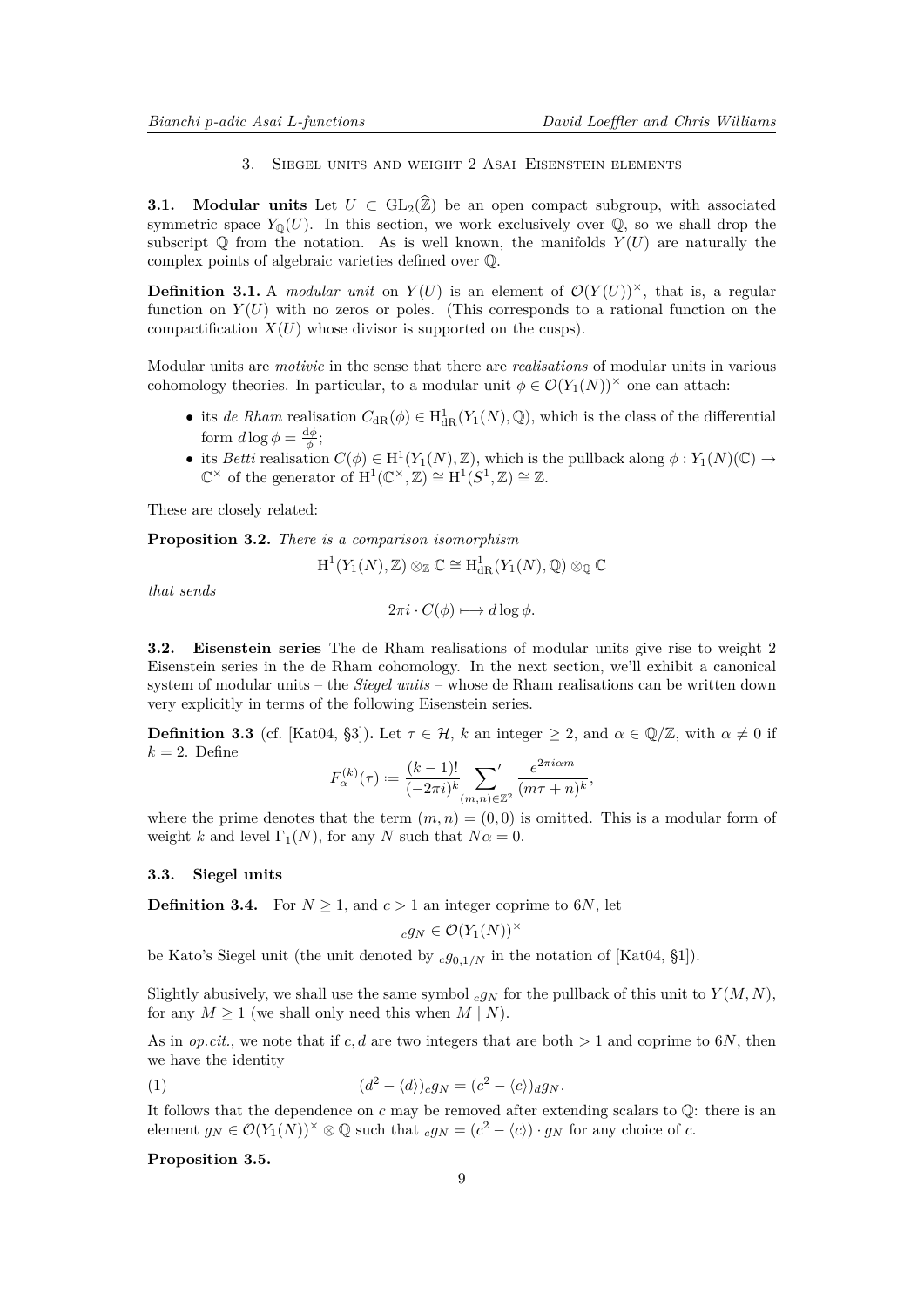## 3. Siegel units and weight 2 Asai–Eisenstein elements

**3.1. Modular units** Let $U \subset \mathrm{GL}_2(\widehat{\mathbb{Z}})$ be an open compact subgroup, with associated symmetric space $Y_{\mathbb{Q}}(U)$. In this section, we work exclusively over $\mathbb{Q}$, so we shall drop the subscript $\mathbb{Q}$ from the notation. As is well known, the manifolds $Y(U)$ are naturally the complex points of algebraic varieties defined over $\mathbb{Q}$.

**Definition 3.1.** A *modular unit* on $Y(U)$ is an element of $\mathcal{O}(Y(U))^\times$, that is, a regular function on $Y(U)$ with no zeros or poles. (This corresponds to a rational function on the compactification $X(U)$ whose divisor is supported on the cusps).

Modular units are *motivic* in the sense that there are *realisations* of modular units in various cohomology theories. In particular, to a modular unit $\phi \in \mathcal{O}(Y_1(N))^\times$ one can attach:

- its *de Rham* realisation $C_{\mathrm{dR}}(\phi) \in \mathrm{H}^1_{\mathrm{dR}}(Y_1(N), \mathbb{Q})$, which is the class of the differential form $d\log\phi = \frac{\mathrm{d}\phi}{\phi}$;
- its *Betti* realisation $C(\phi) \in \mathrm{H}^1(Y_1(N), \mathbb{Z})$, which is the pullback along $\phi : Y_1(N)(\mathbb{C}) \to \mathbb{C}^\times$ of the generator of $\mathrm{H}^1(\mathbb{C}^\times, \mathbb{Z}) \cong \mathrm{H}^1(S^1, \mathbb{Z}) \cong \mathbb{Z}$.

These are closely related:

**Proposition 3.2.** *There is a comparison isomorphism*

$$\mathrm{H}^1(Y_1(N), \mathbb{Z}) \otimes_{\mathbb{Z}} \mathbb{C} \cong \mathrm{H}^1_{\mathrm{dR}}(Y_1(N), \mathbb{Q}) \otimes_{\mathbb{Q}} \mathbb{C}$$

*that sends*

$$2\pi i \cdot C(\phi) \longmapsto d\log\phi.$$

**3.2. Eisenstein series** The de Rham realisations of modular units give rise to weight 2 Eisenstein series in the de Rham cohomology. In the next section, we'll exhibit a canonical system of modular units – the *Siegel units* – whose de Rham realisations can be written down very explicitly in terms of the following Eisenstein series.

**Definition 3.3** (cf. [Kat04, §3])**.** Let $\tau \in \mathcal{H}$, $k$ an integer $\geq 2$, and $\alpha \in \mathbb{Q}/\mathbb{Z}$, with $\alpha \neq 0$ if $k = 2$. Define

$$F^{(k)}_\alpha(\tau) := \frac{(k-1)!}{(-2\pi i)^k} \sideset{}{'}\sum_{(m,n)\in\mathbb{Z}^2} \frac{e^{2\pi i\alpha m}}{(m\tau+n)^k},$$

where the prime denotes that the term $(m, n) = (0, 0)$ is omitted. This is a modular form of weight $k$ and level $\Gamma_1(N)$, for any $N$ such that $N\alpha = 0$.

### 3.3. Siegel units

**Definition 3.4.** For $N \geq 1$, and $c > 1$ an integer coprime to $6N$, let

$${}_c g_N \in \mathcal{O}(Y_1(N))^\times$$

be Kato's Siegel unit (the unit denoted by ${}_c g_{0,1/N}$ in the notation of [Kat04, §1]).

Slightly abusively, we shall use the same symbol ${}_c g_N$ for the pullback of this unit to $Y(M, N)$, for any $M \geq 1$ (we shall only need this when $M \mid N$).

As in *op.cit.*, we note that if $c, d$ are two integers that are both $> 1$ and coprime to $6N$, then we have the identity

$$(d^2 - \langle d\rangle)_c g_N = (c^2 - \langle c\rangle)_d g_N. \tag{1}$$

It follows that the dependence on $c$ may be removed after extending scalars to $\mathbb{Q}$: there is an element $g_N \in \mathcal{O}(Y_1(N))^\times \otimes \mathbb{Q}$ such that ${}_c g_N = (c^2 - \langle c\rangle) \cdot g_N$ for any choice of $c$.

**Proposition 3.5.**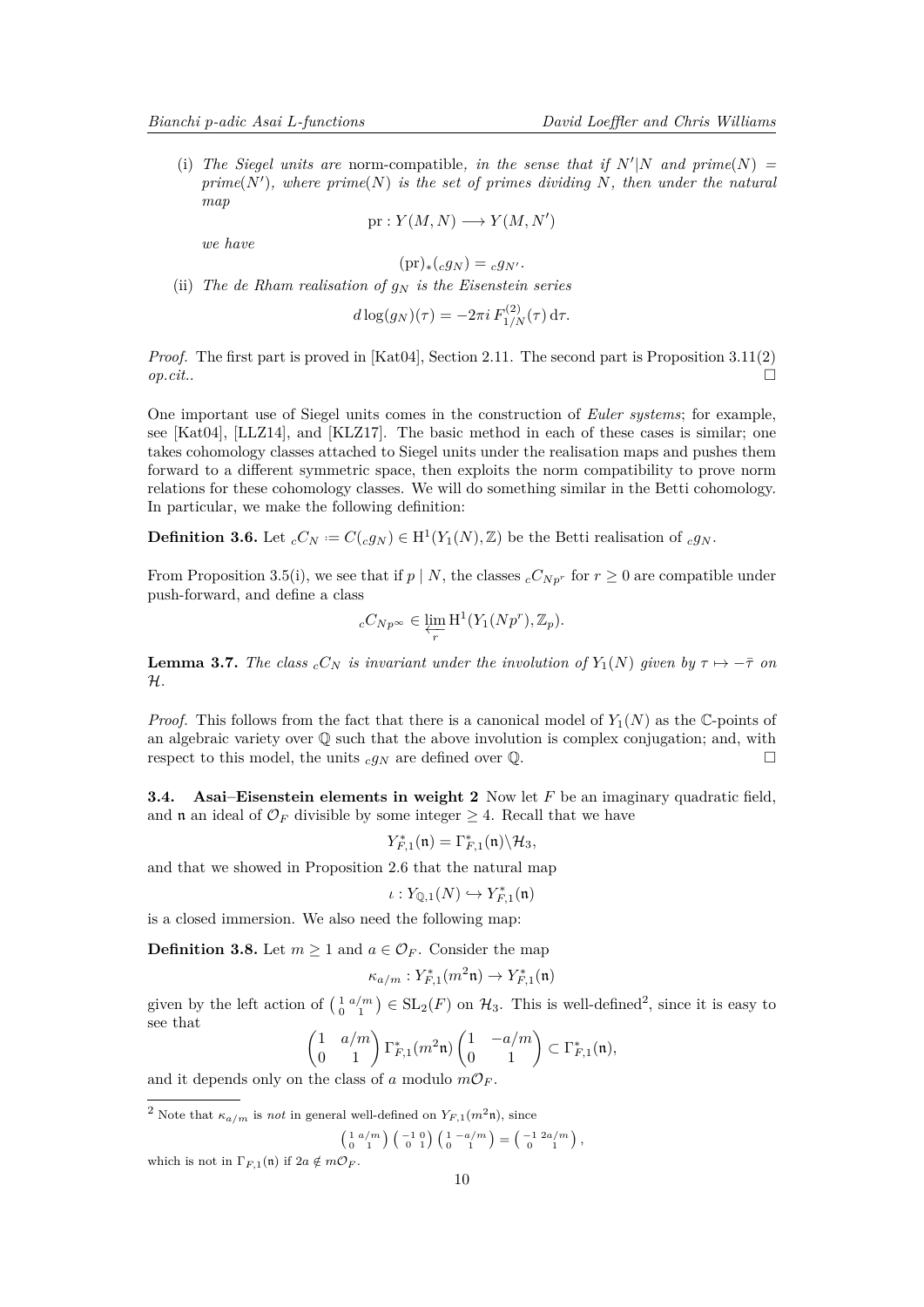(i) *The Siegel units are* norm-compatible*, in the sense that if $N'|N$ and $prime(N) = prime(N')$, where $prime(N)$ is the set of primes dividing $N$, then under the natural map*

$$\mathrm{pr} : Y(M,N) \longrightarrow Y(M,N')$$

*we have*

$$(\mathrm{pr})_*({}_cg_N) = {}_cg_{N'}.$$

(ii) *The de Rham realisation of $g_N$ is the Eisenstein series*

$$d\log(g_N)(\tau) = -2\pi i\, F^{(2)}_{1/N}(\tau)\,\mathrm{d}\tau.$$

*Proof.* The first part is proved in [Kat04], Section 2.11. The second part is Proposition 3.11(2) *op.cit.*. □

One important use of Siegel units comes in the construction of *Euler systems*; for example, see [Kat04], [LLZ14], and [KLZ17]. The basic method in each of these cases is similar; one takes cohomology classes attached to Siegel units under the realisation maps and pushes them forward to a different symmetric space, then exploits the norm compatibility to prove norm relations for these cohomology classes. We will do something similar in the Betti cohomology. In particular, we make the following definition:

**Definition 3.6.** Let ${}_cC_N := C({}_cg_N) \in \mathrm{H}^1(Y_1(N), \mathbb{Z})$ be the Betti realisation of ${}_cg_N$.

From Proposition 3.5(i), we see that if $p \mid N$, the classes ${}_cC_{Np^r}$ for $r \geq 0$ are compatible under push-forward, and define a class

$${}_cC_{Np^\infty} \in \varprojlim_r \mathrm{H}^1(Y_1(Np^r), \mathbb{Z}_p).$$

**Lemma 3.7.** *The class ${}_cC_N$ is invariant under the involution of $Y_1(N)$ given by $\tau \mapsto -\bar{\tau}$ on $\mathcal{H}$.*

*Proof.* This follows from the fact that there is a canonical model of $Y_1(N)$ as the $\mathbb{C}$-points of an algebraic variety over $\mathbb{Q}$ such that the above involution is complex conjugation; and, with respect to this model, the units ${}_cg_N$ are defined over $\mathbb{Q}$. □

### 3.4. Asai–Eisenstein elements in weight 2

Now let $F$ be an imaginary quadratic field, and $\mathfrak{n}$ an ideal of $\mathcal{O}_F$ divisible by some integer $\geq 4$. Recall that we have

$$Y^*_{F,1}(\mathfrak{n}) = \Gamma^*_{F,1}(\mathfrak{n})\backslash\mathcal{H}_3,$$

and that we showed in Proposition 2.6 that the natural map

$$\iota : Y_{\mathbb{Q},1}(N) \hookrightarrow Y^*_{F,1}(\mathfrak{n})$$

is a closed immersion. We also need the following map:

**Definition 3.8.** Let $m \geq 1$ and $a \in \mathcal{O}_F$. Consider the map

$$\kappa_{a/m} : Y^*_{F,1}(m^2\mathfrak{n}) \to Y^*_{F,1}(\mathfrak{n})$$

given by the left action of $\left(\begin{smallmatrix} 1 & a/m \\ 0 & 1 \end{smallmatrix}\right) \in \mathrm{SL}_2(F)$ on $\mathcal{H}_3$. This is well-defined[2], since it is easy to see that

$$\begin{pmatrix} 1 & a/m \\ 0 & 1 \end{pmatrix} \Gamma^*_{F,1}(m^2\mathfrak{n}) \begin{pmatrix} 1 & -a/m \\ 0 & 1 \end{pmatrix} \subset \Gamma^*_{F,1}(\mathfrak{n}),$$

and it depends only on the class of $a$ modulo $m\mathcal{O}_F$.

[2] Note that $\kappa_{a/m}$ is *not* in general well-defined on $Y_{F,1}(m^2\mathfrak{n})$, since

$$\left(\begin{smallmatrix} 1 & a/m \\ 0 & 1 \end{smallmatrix}\right)\left(\begin{smallmatrix} -1 & 0 \\ 0 & 1 \end{smallmatrix}\right)\left(\begin{smallmatrix} 1 & -a/m \\ 0 & 1 \end{smallmatrix}\right) = \left(\begin{smallmatrix} -1 & 2a/m \\ 0 & 1 \end{smallmatrix}\right),$$

which is not in $\Gamma_{F,1}(\mathfrak{n})$ if $2a \notin m\mathcal{O}_F$.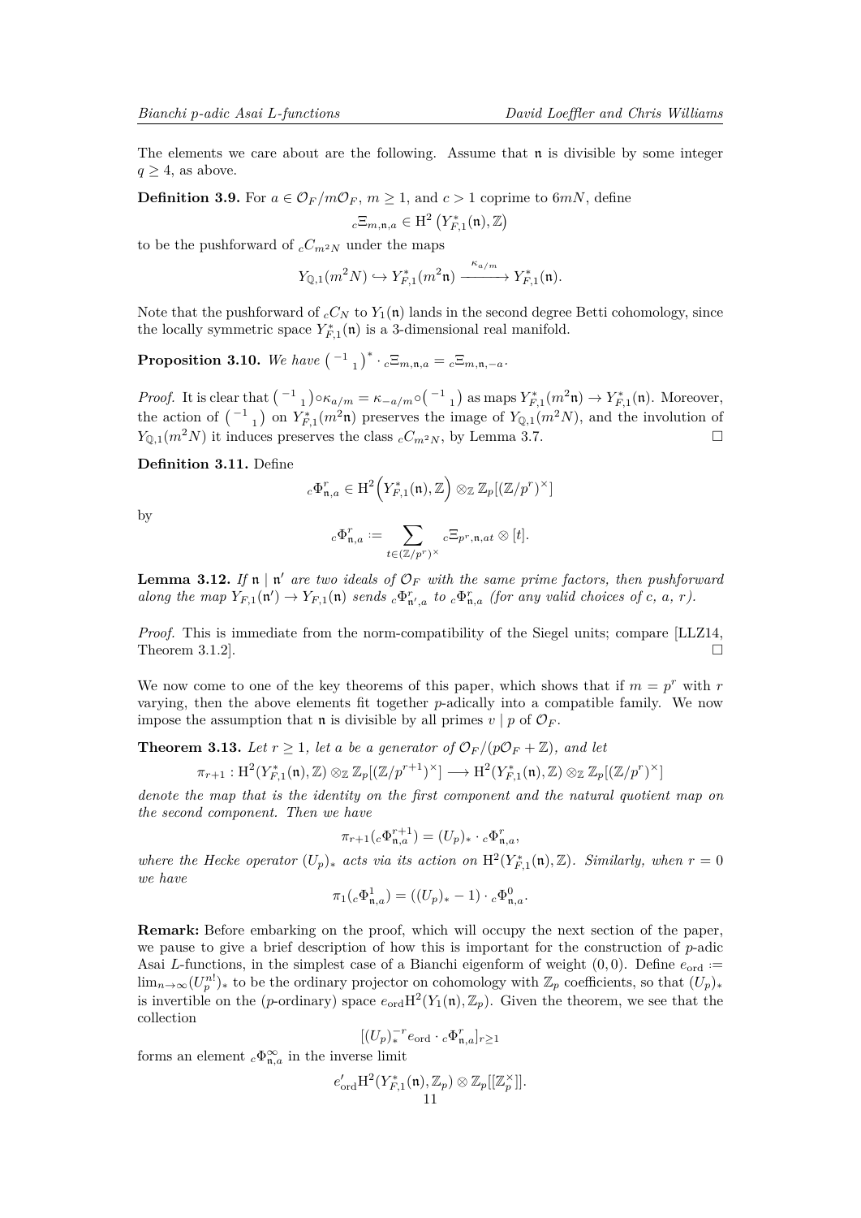The elements we care about are the following. Assume that $\mathfrak{n}$ is divisible by some integer $q \geq 4$, as above.

**Definition 3.9.** For $a \in \mathcal{O}_F/m\mathcal{O}_F$, $m \geq 1$, and $c > 1$ coprime to $6mN$, define

$$ {}_c\Xi_{m,\mathfrak{n},a} \in \mathrm{H}^2\left(Y_{F,1}^*(\mathfrak{n}), \mathbb{Z}\right) $$

to be the pushforward of ${}_cC_{m^2N}$ under the maps

$$ Y_{\mathbb{Q},1}(m^2N) \hookrightarrow Y_{F,1}^*(m^2\mathfrak{n}) \xrightarrow{\kappa_{a/m}} Y_{F,1}^*(\mathfrak{n}). $$

Note that the pushforward of ${}_cC_N$ to $Y_1(\mathfrak{n})$ lands in the second degree Betti cohomology, since the locally symmetric space $Y_{F,1}^*(\mathfrak{n})$ is a 3-dimensional real manifold.

**Proposition 3.10.** *We have* $\left(\begin{smallmatrix} -1 & \\ & 1\end{smallmatrix}\right)^* \cdot {}_c\Xi_{m,\mathfrak{n},a} = {}_c\Xi_{m,\mathfrak{n},-a}$.

*Proof.* It is clear that $\left(\begin{smallmatrix} -1 & \\ & 1\end{smallmatrix}\right) \circ \kappa_{a/m} = \kappa_{-a/m} \circ \left(\begin{smallmatrix} -1 & \\ & 1\end{smallmatrix}\right)$ as maps $Y_{F,1}^*(m^2\mathfrak{n}) \to Y_{F,1}^*(\mathfrak{n})$. Moreover, the action of $\left(\begin{smallmatrix} -1 & \\ & 1\end{smallmatrix}\right)$ on $Y_{F,1}^*(m^2\mathfrak{n})$ preserves the image of $Y_{\mathbb{Q},1}(m^2N)$, and the involution of $Y_{\mathbb{Q},1}(m^2N)$ it induces preserves the class ${}_cC_{m^2N}$, by Lemma 3.7. □

**Definition 3.11.** Define

$$ {}_c\Phi_{\mathfrak{n},a}^r \in \mathrm{H}^2\Big(Y_{F,1}^*(\mathfrak{n}), \mathbb{Z}\Big) \otimes_{\mathbb{Z}} \mathbb{Z}_p[(\mathbb{Z}/p^r)^\times] $$

by

$$ {}_c\Phi_{\mathfrak{n},a}^r := \sum_{t \in (\mathbb{Z}/p^r)^\times} {}_c\Xi_{p^r,\mathfrak{n},at} \otimes [t]. $$

**Lemma 3.12.** *If $\mathfrak{n} \mid \mathfrak{n}'$ are two ideals of $\mathcal{O}_F$ with the same prime factors, then pushforward along the map $Y_{F,1}(\mathfrak{n}') \to Y_{F,1}(\mathfrak{n})$ sends ${}_c\Phi_{\mathfrak{n}',a}^r$ to ${}_c\Phi_{\mathfrak{n},a}^r$ (for any valid choices of $c$, $a$, $r$).*

*Proof.* This is immediate from the norm-compatibility of the Siegel units; compare [LLZ14, Theorem 3.1.2]. □

We now come to one of the key theorems of this paper, which shows that if $m = p^r$ with $r$ varying, then the above elements fit together $p$-adically into a compatible family. We now impose the assumption that $\mathfrak{n}$ is divisible by all primes $v \mid p$ of $\mathcal{O}_F$.

**Theorem 3.13.** *Let $r \geq 1$, let $a$ be a generator of $\mathcal{O}_F/(p\mathcal{O}_F + \mathbb{Z})$, and let*

$$ \pi_{r+1} : \mathrm{H}^2(Y_{F,1}^*(\mathfrak{n}), \mathbb{Z}) \otimes_{\mathbb{Z}} \mathbb{Z}_p[(\mathbb{Z}/p^{r+1})^\times] \longrightarrow \mathrm{H}^2(Y_{F,1}^*(\mathfrak{n}), \mathbb{Z}) \otimes_{\mathbb{Z}} \mathbb{Z}_p[(\mathbb{Z}/p^r)^\times] $$

*denote the map that is the identity on the first component and the natural quotient map on the second component. Then we have*

$$ \pi_{r+1}({}_c\Phi_{\mathfrak{n},a}^{r+1}) = (U_p)_* \cdot {}_c\Phi_{\mathfrak{n},a}^r, $$

*where the Hecke operator $(U_p)_*$ acts via its action on $\mathrm{H}^2(Y_{F,1}^*(\mathfrak{n}), \mathbb{Z})$. Similarly, when $r = 0$ we have*

$$ \pi_1({}_c\Phi_{\mathfrak{n},a}^1) = ((U_p)_* - 1) \cdot {}_c\Phi_{\mathfrak{n},a}^0. $$

**Remark:** Before embarking on the proof, which will occupy the next section of the paper, we pause to give a brief description of how this is important for the construction of $p$-adic Asai $L$-functions, in the simplest case of a Bianchi eigenform of weight $(0,0)$. Define $e_{\mathrm{ord}} := \lim_{n\to\infty}(U_p^{n!})_*$ to be the ordinary projector on cohomology with $\mathbb{Z}_p$ coefficients, so that $(U_p)_*$ is invertible on the ($p$-ordinary) space $e_{\mathrm{ord}}\mathrm{H}^2(Y_1(\mathfrak{n}), \mathbb{Z}_p)$. Given the theorem, we see that the collection

$$ [(U_p)_*^{-r} e_{\mathrm{ord}} \cdot {}_c\Phi_{\mathfrak{n},a}^r]_{r\geq 1} $$

forms an element ${}_c\Phi_{\mathfrak{n},a}^\infty$ in the inverse limit

$$ e'_{\mathrm{ord}}\mathrm{H}^2(Y_{F,1}^*(\mathfrak{n}), \mathbb{Z}_p) \otimes \mathbb{Z}_p[[\mathbb{Z}_p^\times]]. $$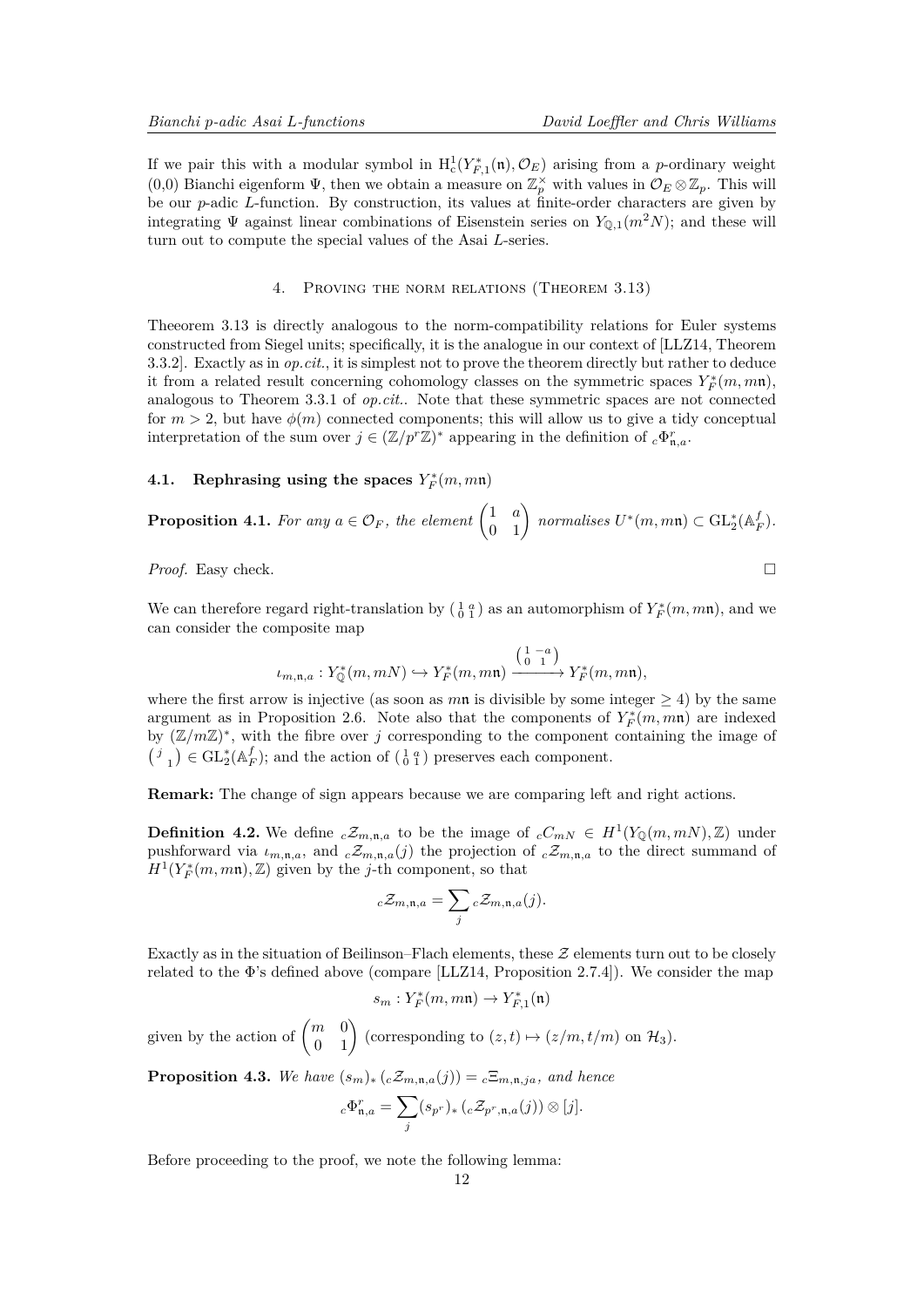If we pair this with a modular symbol in $\mathrm{H}^1_c(Y^*_{F,1}(\mathfrak{n}), \mathcal{O}_E)$ arising from a $p$-ordinary weight (0,0) Bianchi eigenform $\Psi$, then we obtain a measure on $\mathbb{Z}_p^\times$ with values in $\mathcal{O}_E \otimes \mathbb{Z}_p$. This will be our $p$-adic $L$-function. By construction, its values at finite-order characters are given by integrating $\Psi$ against linear combinations of Eisenstein series on $Y_{\mathbb{Q},1}(m^2N)$; and these will turn out to compute the special values of the Asai $L$-series.

## 4. Proving the norm relations (Theorem 3.13)

Theeorem 3.13 is directly analogous to the norm-compatibility relations for Euler systems constructed from Siegel units; specifically, it is the analogue in our context of [LLZ14, Theorem 3.3.2]. Exactly as in *op.cit.*, it is simplest not to prove the theorem directly but rather to deduce it from a related result concerning cohomology classes on the symmetric spaces $Y^*_F(m, m\mathfrak{n})$, analogous to Theorem 3.3.1 of *op.cit.*. Note that these symmetric spaces are not connected for $m > 2$, but have $\phi(m)$ connected components; this will allow us to give a tidy conceptual interpretation of the sum over $j \in (\mathbb{Z}/p^r\mathbb{Z})^*$ appearing in the definition of ${}_c\Phi^r_{\mathfrak{n},a}$.

### 4.1. Rephrasing using the spaces $Y^*_F(m, m\mathfrak{n})$

**Proposition 4.1.** *For any $a \in \mathcal{O}_F$, the element $\begin{pmatrix} 1 & a \\ 0 & 1 \end{pmatrix}$ normalises $U^*(m, m\mathfrak{n}) \subset \mathrm{GL}^*_2(\mathbb{A}^f_F)$.*

*Proof.* Easy check. □

We can therefore regard right-translation by $\left(\begin{smallmatrix} 1 & a \\ 0 & 1 \end{smallmatrix}\right)$ as an automorphism of $Y^*_F(m, m\mathfrak{n})$, and we can consider the composite map

$$\iota_{m,\mathfrak{n},a} : Y^*_{\mathbb{Q}}(m, mN) \hookrightarrow Y^*_F(m, m\mathfrak{n}) \xrightarrow{\left(\begin{smallmatrix} 1 & -a \\ 0 & 1 \end{smallmatrix}\right)} Y^*_F(m, m\mathfrak{n}),$$

where the first arrow is injective (as soon as $m\mathfrak{n}$ is divisible by some integer $\geq 4$) by the same argument as in Proposition 2.6. Note also that the components of $Y^*_F(m, m\mathfrak{n})$ are indexed by $(\mathbb{Z}/m\mathbb{Z})^*$, with the fibre over $j$ corresponding to the component containing the image of $\left(\begin{smallmatrix} j & \\ & 1 \end{smallmatrix}\right) \in \mathrm{GL}^*_2(\mathbb{A}^f_F)$; and the action of $\left(\begin{smallmatrix} 1 & a \\ 0 & 1 \end{smallmatrix}\right)$ preserves each component.

**Remark:** The change of sign appears because we are comparing left and right actions.

**Definition 4.2.** We define ${}_c\mathcal{Z}_{m,\mathfrak{n},a}$ to be the image of ${}_cC_{mN} \in H^1(Y_{\mathbb{Q}}(m, mN), \mathbb{Z})$ under pushforward via $\iota_{m,\mathfrak{n},a}$, and ${}_c\mathcal{Z}_{m,\mathfrak{n},a}(j)$ the projection of ${}_c\mathcal{Z}_{m,\mathfrak{n},a}$ to the direct summand of $H^1(Y^*_F(m, m\mathfrak{n}), \mathbb{Z})$ given by the $j$-th component, so that

$${}_c\mathcal{Z}_{m,\mathfrak{n},a} = \sum_j {}_c\mathcal{Z}_{m,\mathfrak{n},a}(j).$$

Exactly as in the situation of Beilinson–Flach elements, these $\mathcal{Z}$ elements turn out to be closely related to the $\Phi$'s defined above (compare [LLZ14, Proposition 2.7.4]). We consider the map

$$s_m : Y^*_F(m, m\mathfrak{n}) \to Y^*_{F,1}(\mathfrak{n})$$

given by the action of $\begin{pmatrix} m & 0 \\ 0 & 1 \end{pmatrix}$ (corresponding to $(z, t) \mapsto (z/m, t/m)$ on $\mathcal{H}_3$).

**Proposition 4.3.** *We have $(s_m)_* \left({}_c\mathcal{Z}_{m,\mathfrak{n},a}(j)\right) = {}_c\Xi_{m,\mathfrak{n},ja}$, and hence*

$${}_c\Phi^r_{\mathfrak{n},a} = \sum_j (s_{p^r})_* \left({}_c\mathcal{Z}_{p^r,\mathfrak{n},a}(j)\right) \otimes [j].$$

Before proceeding to the proof, we note the following lemma: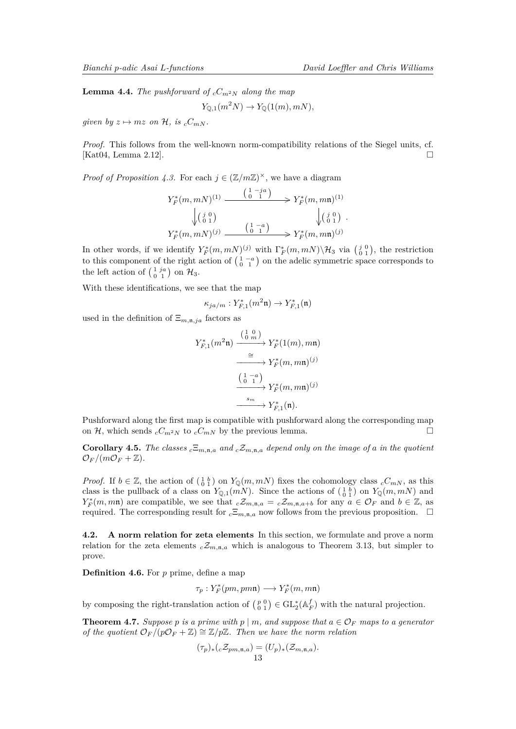**Lemma 4.4.** *The pushforward of ${}_cC_{m^2N}$ along the map*

$$Y_{\mathbb{Q},1}(m^2N) \to Y_{\mathbb{Q}}(1(m), mN),$$

*given by $z \mapsto mz$ on $\mathcal{H}$, is ${}_cC_{mN}$.*

*Proof.* This follows from the well-known norm-compatibility relations of the Siegel units, cf. [Kat04, Lemma 2.12]. □

*Proof of Proposition 4.3.* For each $j \in (\mathbb{Z}/m\mathbb{Z})^\times$, we have a diagram

$$\begin{array}{ccc} Y_F^*(m, mN)^{(1)} & \xrightarrow{\begin{pmatrix} 1 & -ja \\ 0 & 1 \end{pmatrix}} & Y_F^*(m, m\mathfrak{n})^{(1)} \\ \downarrow \begin{pmatrix} j & 0 \\ 0 & 1 \end{pmatrix} & & \downarrow \begin{pmatrix} j & 0 \\ 0 & 1 \end{pmatrix} \\ Y_F^*(m, mN)^{(j)} & \xrightarrow{\begin{pmatrix} 1 & -a \\ 0 & 1 \end{pmatrix}} & Y_F^*(m, m\mathfrak{n})^{(j)} \end{array}.$$

In other words, if we identify $Y_F^*(m, mN)^{(j)}$ with $\Gamma_F^*(m, mN)\backslash\mathcal{H}_3$ via $\begin{pmatrix} j & 0 \\ 0 & 1 \end{pmatrix}$, the restriction to this component of the right action of $\begin{pmatrix} 1 & -a \\ 0 & 1 \end{pmatrix}$ on the adelic symmetric space corresponds to the left action of $\begin{pmatrix} 1 & ja \\ 0 & 1 \end{pmatrix}$ on $\mathcal{H}_3$.

With these identifications, we see that the map

$$\kappa_{ja/m} : Y_{F,1}^*(m^2\mathfrak{n}) \to Y_{F,1}^*(\mathfrak{n})$$

used in the definition of $\Xi_{m,\mathfrak{n},ja}$ factors as

$$\begin{aligned} Y_{F,1}^*(m^2\mathfrak{n}) &\xrightarrow{\begin{pmatrix} 1 & 0 \\ 0 & m \end{pmatrix}} Y_F^*(1(m), m\mathfrak{n}) \\ &\xrightarrow{\cong} Y_F^*(m, m\mathfrak{n})^{(j)} \\ &\xrightarrow{\begin{pmatrix} 1 & -a \\ 0 & 1 \end{pmatrix}} Y_F^*(m, m\mathfrak{n})^{(j)} \\ &\xrightarrow{s_m} Y_{F,1}^*(\mathfrak{n}). \end{aligned}$$

Pushforward along the first map is compatible with pushforward along the corresponding map on $\mathcal{H}$, which sends ${}_cC_{m^2N}$ to ${}_cC_{mN}$ by the previous lemma. □

**Corollary 4.5.** *The classes ${}_c\Xi_{m,\mathfrak{n},a}$ and ${}_c\mathcal{Z}_{m,\mathfrak{n},a}$ depend only on the image of $a$ in the quotient $\mathcal{O}_F/(m\mathcal{O}_F + \mathbb{Z})$.*

*Proof.* If $b \in \mathbb{Z}$, the action of $\begin{pmatrix} 1 & b \\ 0 & 1 \end{pmatrix}$ on $Y_{\mathbb{Q}}(m, mN)$ fixes the cohomology class ${}_cC_{mN}$, as this class is the pullback of a class on $Y_{\mathbb{Q},1}(mN)$. Since the actions of $\begin{pmatrix} 1 & b \\ 0 & 1 \end{pmatrix}$ on $Y_{\mathbb{Q}}(m, mN)$ and $Y_F^*(m, m\mathfrak{n})$ are compatible, we see that ${}_c\mathcal{Z}_{m,\mathfrak{n},a} = {}_c\mathcal{Z}_{m,\mathfrak{n},a+b}$ for any $a \in \mathcal{O}_F$ and $b \in \mathbb{Z}$, as required. The corresponding result for ${}_c\Xi_{m,\mathfrak{n},a}$ now follows from the previous proposition. □

**4.2. A norm relation for zeta elements** In this section, we formulate and prove a norm relation for the zeta elements ${}_c\mathcal{Z}_{m,\mathfrak{n},a}$ which is analogous to Theorem 3.13, but simpler to prove.

**Definition 4.6.** For $p$ prime, define a map

$$\tau_p : Y_F^*(pm, pm\mathfrak{n}) \longrightarrow Y_F^*(m, m\mathfrak{n})$$

by composing the right-translation action of $\begin{pmatrix} p & 0 \\ 0 & 1 \end{pmatrix} \in \mathrm{GL}_2^*(\mathbb{A}_F^f)$ with the natural projection.

**Theorem 4.7.** *Suppose $p$ is a prime with $p \mid m$, and suppose that $a \in \mathcal{O}_F$ maps to a generator of the quotient $\mathcal{O}_F/(p\mathcal{O}_F + \mathbb{Z}) \cong \mathbb{Z}/p\mathbb{Z}$. Then we have the norm relation*

$$(\tau_p)_*({}_c\mathcal{Z}_{pm,\mathfrak{n},a}) = (U_p)_*(\mathcal{Z}_{m,\mathfrak{n},a}).$$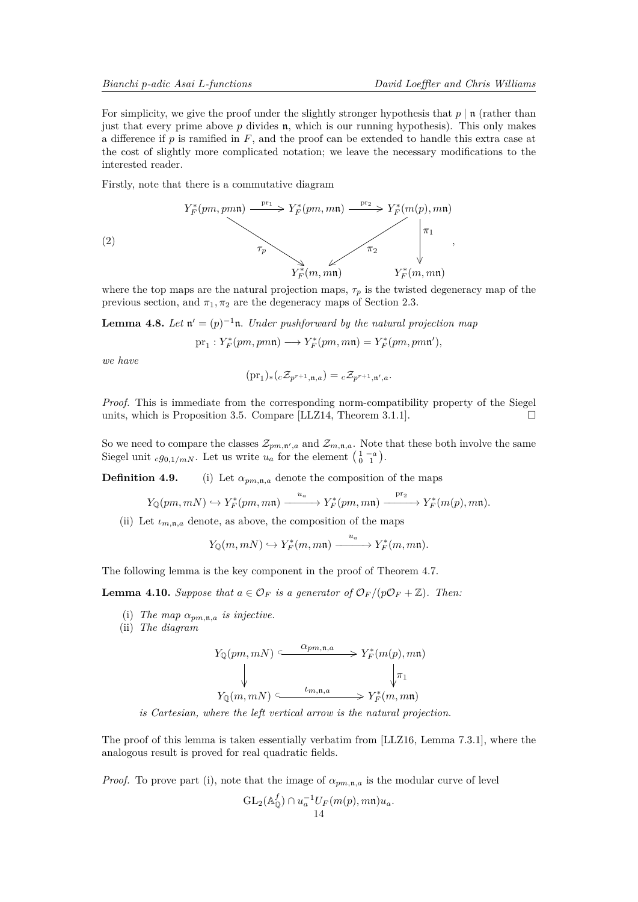For simplicity, we give the proof under the slightly stronger hypothesis that $p \mid \mathfrak{n}$ (rather than just that every prime above $p$ divides $\mathfrak{n}$, which is our running hypothesis). This only makes a difference if $p$ is ramified in $F$, and the proof can be extended to handle this extra case at the cost of slightly more complicated notation; we leave the necessary modifications to the interested reader.

Firstly, note that there is a commutative diagram

$$\begin{array}{ccccc} Y_F^*(pm, pm\mathfrak{n}) & \xrightarrow{\mathrm{pr}_1} & Y_F^*(pm, m\mathfrak{n}) & \xrightarrow{\mathrm{pr}_2} & Y_F^*(m(p), m\mathfrak{n}) \\ & \searrow^{\tau_p} & & \swarrow^{\pi_2} & \downarrow \pi_1 \\ & & Y_F^*(m, m\mathfrak{n}) & & Y_F^*(m, m\mathfrak{n}) \end{array} \tag{2}$$

where the top maps are the natural projection maps, $\tau_p$ is the twisted degeneracy map of the previous section, and $\pi_1, \pi_2$ are the degeneracy maps of Section 2.3.

**Lemma 4.8.** *Let $\mathfrak{n}' = (p)^{-1}\mathfrak{n}$. Under pushforward by the natural projection map*

$$\mathrm{pr}_1 : Y_F^*(pm, pm\mathfrak{n}) \longrightarrow Y_F^*(pm, m\mathfrak{n}) = Y_F^*(pm, pm\mathfrak{n}'),$$

*we have*

$$(\mathrm{pr}_1)_*({}_c\mathcal{Z}_{p^{r+1},\mathfrak{n},a}) = {}_c\mathcal{Z}_{p^{r+1},\mathfrak{n}',a}.$$

*Proof.* This is immediate from the corresponding norm-compatibility property of the Siegel units, which is Proposition 3.5. Compare [LLZ14, Theorem 3.1.1]. □

So we need to compare the classes $\mathcal{Z}_{pm,\mathfrak{n}',a}$ and $\mathcal{Z}_{m,\mathfrak{n},a}$. Note that these both involve the same Siegel unit ${}_cg_{0,1/mN}$. Let us write $u_a$ for the element $\left(\begin{smallmatrix} 1 & -a \\ 0 & 1 \end{smallmatrix}\right)$.

**Definition 4.9.** (i) Let $\alpha_{pm,\mathfrak{n},a}$ denote the composition of the maps

$$Y_{\mathbb{Q}}(pm, mN) \hookrightarrow Y_F^*(pm, m\mathfrak{n}) \xrightarrow{\ u_a\ } Y_F^*(pm, m\mathfrak{n}) \xrightarrow{\ \mathrm{pr}_2\ } Y_F^*(m(p), m\mathfrak{n}).$$

(ii) Let $\iota_{m,\mathfrak{n},a}$ denote, as above, the composition of the maps

$$Y_{\mathbb{Q}}(m, mN) \hookrightarrow Y_F^*(m, m\mathfrak{n}) \xrightarrow{\ u_a\ } Y_F^*(m, m\mathfrak{n}).$$

The following lemma is the key component in the proof of Theorem 4.7.

**Lemma 4.10.** *Suppose that $a \in \mathcal{O}_F$ is a generator of $\mathcal{O}_F/(p\mathcal{O}_F + \mathbb{Z})$. Then:*

(i) *The map $\alpha_{pm,\mathfrak{n},a}$ is injective.*

(ii) *The diagram*

$$\begin{array}{ccc} Y_{\mathbb{Q}}(pm, mN) & \xhookrightarrow{\ \alpha_{pm,\mathfrak{n},a}\ } & Y_F^*(m(p), m\mathfrak{n}) \\ \downarrow & & \downarrow \pi_1 \\ Y_{\mathbb{Q}}(m, mN) & \xhookrightarrow{\ \iota_{m,\mathfrak{n},a}\ } & Y_F^*(m, m\mathfrak{n}) \end{array}$$

*is Cartesian, where the left vertical arrow is the natural projection.*

The proof of this lemma is taken essentially verbatim from [LLZ16, Lemma 7.3.1], where the analogous result is proved for real quadratic fields.

*Proof.* To prove part (i), note that the image of $\alpha_{pm,\mathfrak{n},a}$ is the modular curve of level

$$\mathrm{GL}_2(\mathbb{A}_{\mathbb{Q}}^f) \cap u_a^{-1} U_F(m(p), m\mathfrak{n}) u_a.$$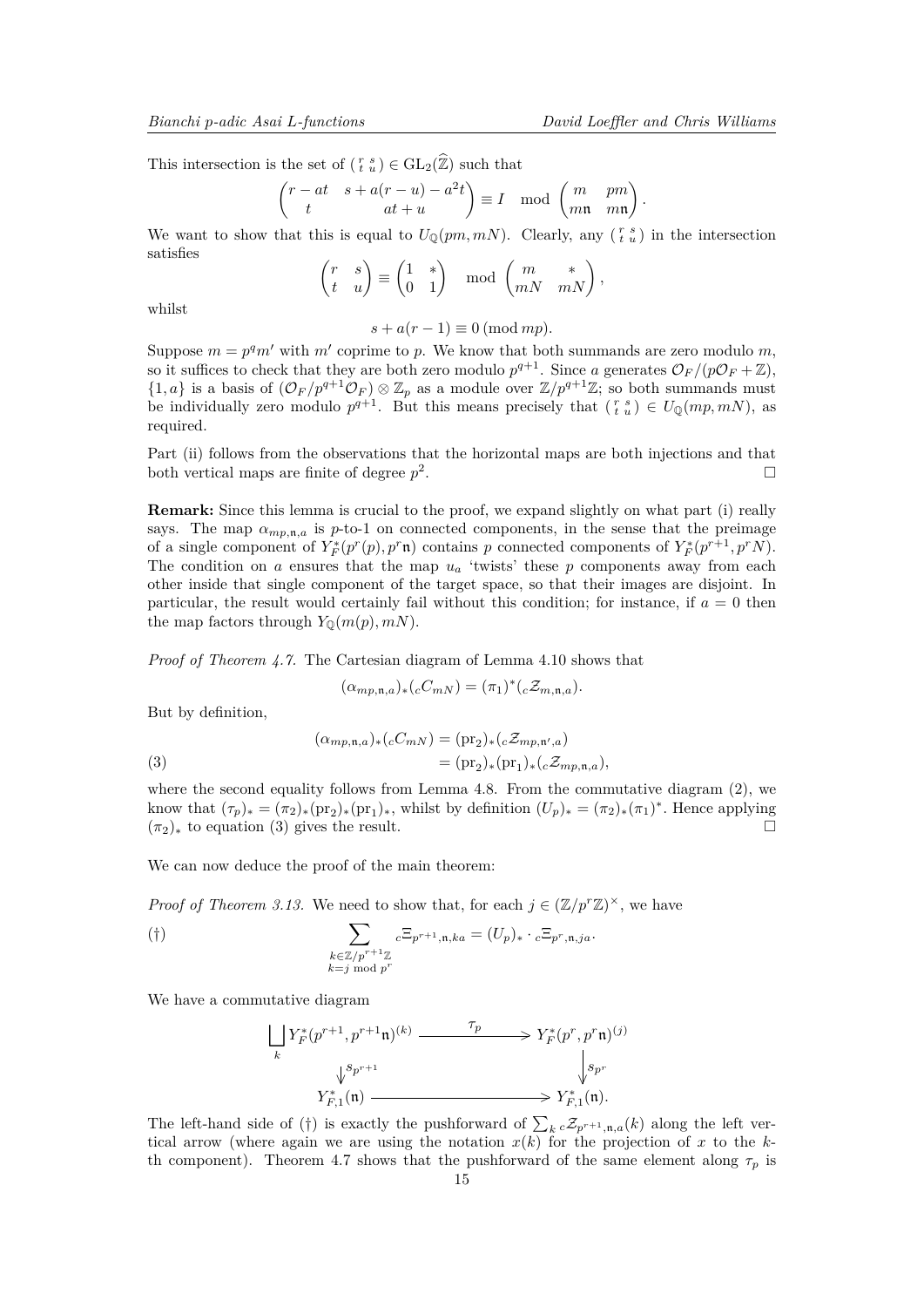This intersection is the set of $\left(\begin{smallmatrix} r & s \\ t & u \end{smallmatrix}\right) \in \mathrm{GL}_2(\widehat{\mathbb{Z}})$ such that

$$\begin{pmatrix} r - at & s + a(r-u) - a^2 t \\ t & at + u \end{pmatrix} \equiv I \mod \begin{pmatrix} m & pm \\ m\mathfrak{n} & m\mathfrak{n} \end{pmatrix}.$$

We want to show that this is equal to $U_{\mathbb{Q}}(pm, mN)$. Clearly, any $\left(\begin{smallmatrix} r & s \\ t & u \end{smallmatrix}\right)$ in the intersection satisfies

$$\begin{pmatrix} r & s \\ t & u \end{pmatrix} \equiv \begin{pmatrix} 1 & * \\ 0 & 1 \end{pmatrix} \mod \begin{pmatrix} m & * \\ mN & mN \end{pmatrix},$$

whilst

$$s + a(r-1) \equiv 0 \pmod{mp}.$$

Suppose $m = p^q m'$ with $m'$ coprime to $p$. We know that both summands are zero modulo $m$, so it suffices to check that they are both zero modulo $p^{q+1}$. Since $a$ generates $\mathcal{O}_F/(p\mathcal{O}_F + \mathbb{Z})$, $\{1, a\}$ is a basis of $(\mathcal{O}_F/p^{q+1}\mathcal{O}_F) \otimes \mathbb{Z}_p$ as a module over $\mathbb{Z}/p^{q+1}\mathbb{Z}$; so both summands must be individually zero modulo $p^{q+1}$. But this means precisely that $\left(\begin{smallmatrix} r & s \\ t & u \end{smallmatrix}\right) \in U_{\mathbb{Q}}(mp, mN)$, as required.

Part (ii) follows from the observations that the horizontal maps are both injections and that both vertical maps are finite of degree $p^2$. $\square$

**Remark:** Since this lemma is crucial to the proof, we expand slightly on what part (i) really says. The map $\alpha_{mp,\mathfrak{n},a}$ is $p$-to-1 on connected components, in the sense that the preimage of a single component of $Y_F^*(p^r(p), p^r\mathfrak{n})$ contains $p$ connected components of $Y_F^*(p^{r+1}, p^r N)$. The condition on $a$ ensures that the map $u_a$ 'twists' these $p$ components away from each other inside that single component of the target space, so that their images are disjoint. In particular, the result would certainly fail without this condition; for instance, if $a = 0$ then the map factors through $Y_{\mathbb{Q}}(m(p), mN)$.

*Proof of Theorem 4.7.* The Cartesian diagram of Lemma 4.10 shows that

$$(\alpha_{mp,\mathfrak{n},a})_*({}_cC_{mN}) = (\pi_1)^*({}_c\mathcal{Z}_{m,\mathfrak{n},a}).$$

But by definition,

$$\begin{aligned} (\alpha_{mp,\mathfrak{n},a})_*({}_cC_{mN}) &= (\mathrm{pr}_2)_*({}_c\mathcal{Z}_{mp,\mathfrak{n}',a}) \\ &= (\mathrm{pr}_2)_*(\mathrm{pr}_1)_*({}_c\mathcal{Z}_{mp,\mathfrak{n},a}), \end{aligned} \tag{3}$$

where the second equality follows from Lemma 4.8. From the commutative diagram (2), we know that $(\tau_p)_* = (\pi_2)_*(\mathrm{pr}_2)_*(\mathrm{pr}_1)_*$, whilst by definition $(U_p)_* = (\pi_2)_*(\pi_1)^*$. Hence applying $(\pi_2)_*$ to equation (3) gives the result. $\square$

We can now deduce the proof of the main theorem:

*Proof of Theorem 3.13.* We need to show that, for each $j \in (\mathbb{Z}/p^r\mathbb{Z})^\times$, we have

$$\sum_{\substack{k \in \mathbb{Z}/p^{r+1}\mathbb{Z} \\ k = j \bmod p^r}} {}_c\Xi_{p^{r+1},\mathfrak{n},ka} = (U_p)_* \cdot {}_c\Xi_{p^r,\mathfrak{n},ja}. \tag{†}$$

We have a commutative diagram

$$\begin{array}{ccc} \bigsqcup_k Y_F^*(p^{r+1}, p^{r+1}\mathfrak{n})^{(k)} & \xrightarrow{\quad \tau_p \quad} & Y_F^*(p^r, p^r\mathfrak{n})^{(j)} \\ \big\downarrow s_{p^{r+1}} & & \big\downarrow s_{p^r} \\ Y_{F,1}^*(\mathfrak{n}) & \xrightarrow{\qquad\qquad} & Y_{F,1}^*(\mathfrak{n}). \end{array}$$

The left-hand side of (†) is exactly the pushforward of $\sum_k {}_c\mathcal{Z}_{p^{r+1},\mathfrak{n},a}(k)$ along the left vertical arrow (where again we are using the notation $x(k)$ for the projection of $x$ to the $k$-th component). Theorem 4.7 shows that the pushforward of the same element along $\tau_p$ is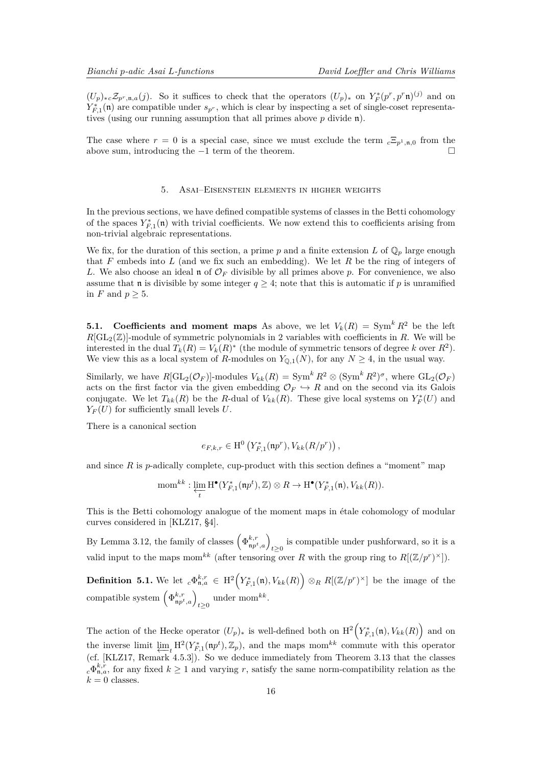$(U_p)_* {}_c\mathcal{Z}_{p^r,\mathfrak{n},a}(j)$. So it suffices to check that the operators $(U_p)_*$ on $Y_F^*(p^r, p^r\mathfrak{n})^{(j)}$ and on $Y_{F,1}^*(\mathfrak{n})$ are compatible under $s_{p^r}$, which is clear by inspecting a set of single-coset representatives (using our running assumption that all primes above $p$ divide $\mathfrak{n}$).

The case where $r = 0$ is a special case, since we must exclude the term ${}_c\Xi_{p^1,\mathfrak{n},0}$ from the above sum, introducing the $-1$ term of the theorem. □

## 5. Asai–Eisenstein elements in higher weights

In the previous sections, we have defined compatible systems of classes in the Betti cohomology of the spaces $Y_{F,1}^*(\mathfrak{n})$ with trivial coefficients. We now extend this to coefficients arising from non-trivial algebraic representations.

We fix, for the duration of this section, a prime $p$ and a finite extension $L$ of $\mathbb{Q}_p$ large enough that $F$ embeds into $L$ (and we fix such an embedding). We let $R$ be the ring of integers of $L$. We also choose an ideal $\mathfrak{n}$ of $\mathcal{O}_F$ divisible by all primes above $p$. For convenience, we also assume that $\mathfrak{n}$ is divisible by some integer $q \geq 4$; note that this is automatic if $p$ is unramified in $F$ and $p \geq 5$.

**5.1. Coefficients and moment maps** As above, we let $V_k(R) = \operatorname{Sym}^k R^2$ be the left $R[\mathrm{GL}_2(\mathbb{Z})]$-module of symmetric polynomials in 2 variables with coefficients in $R$. We will be interested in the dual $T_k(R) = V_k(R)^*$ (the module of symmetric tensors of degree $k$ over $R^2$). We view this as a local system of $R$-modules on $Y_{\mathbb{Q},1}(N)$, for any $N \geq 4$, in the usual way.

Similarly, we have $R[\mathrm{GL}_2(\mathcal{O}_F)]$-modules $V_{kk}(R) = \operatorname{Sym}^k R^2 \otimes (\operatorname{Sym}^k R^2)^\sigma$, where $\mathrm{GL}_2(\mathcal{O}_F)$ acts on the first factor via the given embedding $\mathcal{O}_F \hookrightarrow R$ and on the second via its Galois conjugate. We let $T_{kk}(R)$ be the $R$-dual of $V_{kk}(R)$. These give local systems on $Y_F^*(U)$ and $Y_F(U)$ for sufficiently small levels $U$.

There is a canonical section

$$e_{F,k,r} \in \mathrm{H}^0\left(Y_{F,1}^*(\mathfrak{n}p^r), V_{kk}(R/p^r)\right),$$

and since $R$ is $p$-adically complete, cup-product with this section defines a "moment" map

$$\mathrm{mom}^{kk} : \varprojlim_t \mathrm{H}^\bullet(Y_{F,1}^*(\mathfrak{n}p^t), \mathbb{Z}) \otimes R \to \mathrm{H}^\bullet(Y_{F,1}^*(\mathfrak{n}), V_{kk}(R)).$$

This is the Betti cohomology analogue of the moment maps in étale cohomology of modular curves considered in [KLZ17, §4].

By Lemma 3.12, the family of classes $\left(\Phi^{k,r}_{\mathfrak{n}p^t,a}\right)_{t\geq 0}$ is compatible under pushforward, so it is a valid input to the maps $\mathrm{mom}^{kk}$ (after tensoring over $R$ with the group ring to $R[(\mathbb{Z}/p^r)^\times]$).

**Definition 5.1.** We let ${}_c\Phi^{k,r}_{\mathfrak{n},a} \in \mathrm{H}^2\left(Y_{F,1}^*(\mathfrak{n}), V_{kk}(R)\right) \otimes_R R[(\mathbb{Z}/p^r)^\times]$ be the image of the compatible system $\left(\Phi^{k,r}_{\mathfrak{n}p^t,a}\right)_{t\geq 0}$ under $\mathrm{mom}^{kk}$.

The action of the Hecke operator $(U_p)_*$ is well-defined both on $\mathrm{H}^2\left(Y_{F,1}^*(\mathfrak{n}), V_{kk}(R)\right)$ and on the inverse limit $\varprojlim_t \mathrm{H}^2(Y_{F,1}^*(\mathfrak{n}p^t), \mathbb{Z}_p)$, and the maps $\mathrm{mom}^{kk}$ commute with this operator (cf. [KLZ17, Remark 4.5.3]). So we deduce immediately from Theorem 3.13 that the classes ${}_c\Phi^{k,r}_{\mathfrak{n},a}$, for any fixed $k \geq 1$ and varying $r$, satisfy the same norm-compatibility relation as the $k = 0$ classes.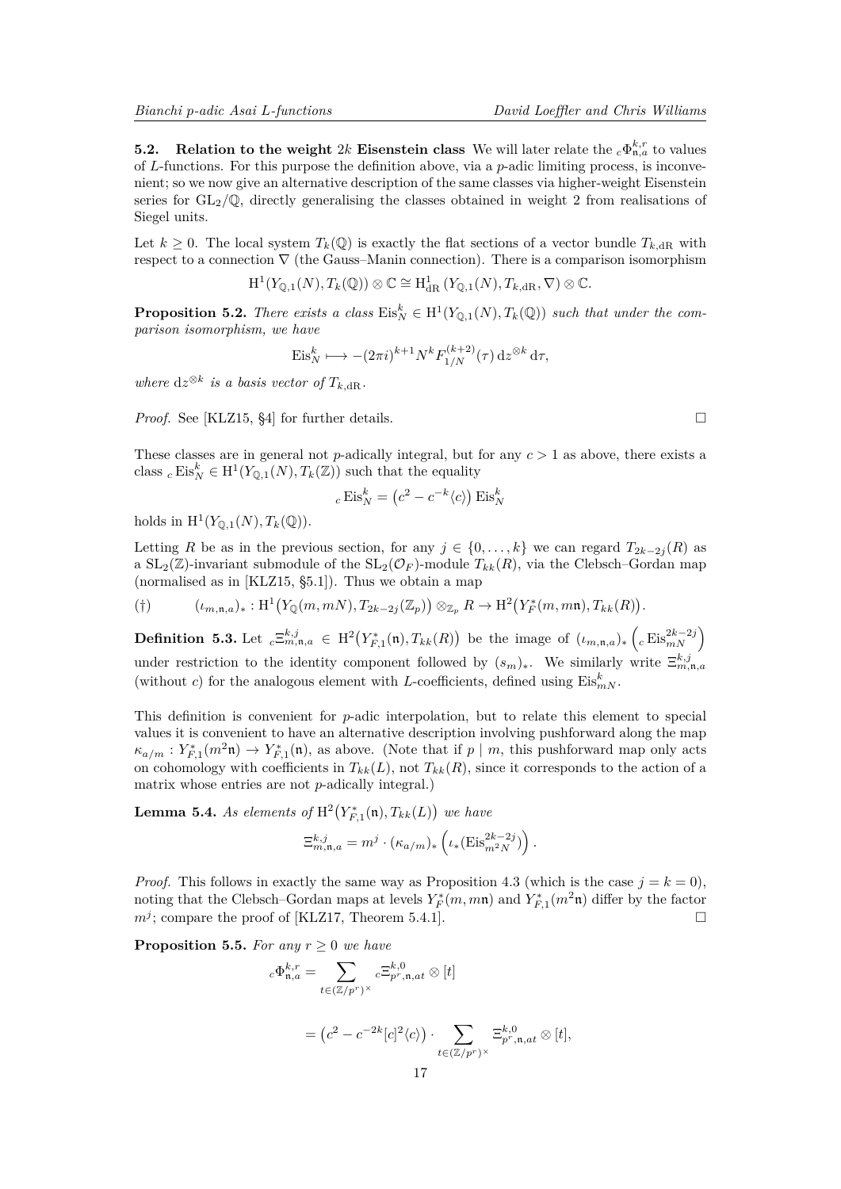**5.2. Relation to the weight $2k$ Eisenstein class** We will later relate the ${}_c\Phi^{k,r}_{\mathfrak{n},a}$ to values of $L$-functions. For this purpose the definition above, via a $p$-adic limiting process, is inconvenient; so we now give an alternative description of the same classes via higher-weight Eisenstein series for $\mathrm{GL}_2/\mathbb{Q}$, directly generalising the classes obtained in weight 2 from realisations of Siegel units.

Let $k \geq 0$. The local system $T_k(\mathbb{Q})$ is exactly the flat sections of a vector bundle $T_{k,\mathrm{dR}}$ with respect to a connection $\nabla$ (the Gauss–Manin connection). There is a comparison isomorphism

$$\mathrm{H}^1(Y_{\mathbb{Q},1}(N), T_k(\mathbb{Q})) \otimes \mathbb{C} \cong \mathrm{H}^1_{\mathrm{dR}}\left(Y_{\mathbb{Q},1}(N), T_{k,\mathrm{dR}}, \nabla\right) \otimes \mathbb{C}.$$

**Proposition 5.2.** *There exists a class $\mathrm{Eis}^k_N \in \mathrm{H}^1(Y_{\mathbb{Q},1}(N), T_k(\mathbb{Q}))$ such that under the comparison isomorphism, we have*

$$\mathrm{Eis}^k_N \longmapsto -(2\pi i)^{k+1} N^k F^{(k+2)}_{1/N}(\tau)\, \mathrm{d}z^{\otimes k}\, \mathrm{d}\tau,$$

*where $\mathrm{d}z^{\otimes k}$ is a basis vector of $T_{k,\mathrm{dR}}$.*

*Proof.* See [KLZ15, §4] for further details. □

These classes are in general not $p$-adically integral, but for any $c > 1$ as above, there exists a class ${}_c\mathrm{Eis}^k_N \in \mathrm{H}^1(Y_{\mathbb{Q},1}(N), T_k(\mathbb{Z}))$ such that the equality

$${}_c\mathrm{Eis}^k_N = \left(c^2 - c^{-k}\langle c\rangle\right) \mathrm{Eis}^k_N$$

holds in $\mathrm{H}^1(Y_{\mathbb{Q},1}(N), T_k(\mathbb{Q}))$.

Letting $R$ be as in the previous section, for any $j \in \{0, \dots, k\}$ we can regard $T_{2k-2j}(R)$ as a $\mathrm{SL}_2(\mathbb{Z})$-invariant submodule of the $\mathrm{SL}_2(\mathcal{O}_F)$-module $T_{kk}(R)$, via the Clebsch–Gordan map (normalised as in [KLZ15, §5.1]). Thus we obtain a map

$$(\dagger) \qquad (\iota_{m,\mathfrak{n},a})_* : \mathrm{H}^1\big(Y_{\mathbb{Q}}(m, mN), T_{2k-2j}(\mathbb{Z}_p)\big) \otimes_{\mathbb{Z}_p} R \to \mathrm{H}^2\big(Y^*_F(m, m\mathfrak{n}), T_{kk}(R)\big).$$

**Definition 5.3.** Let ${}_c\Xi^{k,j}_{m,\mathfrak{n},a} \in \mathrm{H}^2\big(Y^*_{F,1}(\mathfrak{n}), T_{kk}(R)\big)$ be the image of $(\iota_{m,\mathfrak{n},a})_*\left({}_c\mathrm{Eis}^{2k-2j}_{mN}\right)$ under restriction to the identity component followed by $(s_m)_*$. We similarly write $\Xi^{k,j}_{m,\mathfrak{n},a}$ (without $c$) for the analogous element with $L$-coefficients, defined using $\mathrm{Eis}^k_{mN}$.

This definition is convenient for $p$-adic interpolation, but to relate this element to special values it is convenient to have an alternative description involving pushforward along the map $\kappa_{a/m} : Y^*_{F,1}(m^2\mathfrak{n}) \to Y^*_{F,1}(\mathfrak{n})$, as above. (Note that if $p \mid m$, this pushforward map only acts on cohomology with coefficients in $T_{kk}(L)$, not $T_{kk}(R)$, since it corresponds to the action of a matrix whose entries are not $p$-adically integral.)

**Lemma 5.4.** *As elements of $\mathrm{H}^2\big(Y^*_{F,1}(\mathfrak{n}), T_{kk}(L)\big)$ we have*

$$\Xi^{k,j}_{m,\mathfrak{n},a} = m^j \cdot (\kappa_{a/m})_*\left(\iota_*(\mathrm{Eis}^{2k-2j}_{m^2N})\right).$$

*Proof.* This follows in exactly the same way as Proposition 4.3 (which is the case $j = k = 0$), noting that the Clebsch–Gordan maps at levels $Y^*_F(m, m\mathfrak{n})$ and $Y^*_{F,1}(m^2\mathfrak{n})$ differ by the factor $m^j$; compare the proof of [KLZ17, Theorem 5.4.1]. □

**Proposition 5.5.** *For any $r \geq 0$ we have*

$${}_c\Phi^{k,r}_{\mathfrak{n},a} = \sum_{t \in (\mathbb{Z}/p^r)^\times} {}_c\Xi^{k,0}_{p^r,\mathfrak{n},at} \otimes [t]$$

$$= \left(c^2 - c^{-2k}[c]^2\langle c\rangle\right) \cdot \sum_{t \in (\mathbb{Z}/p^r)^\times} \Xi^{k,0}_{p^r,\mathfrak{n},at} \otimes [t],$$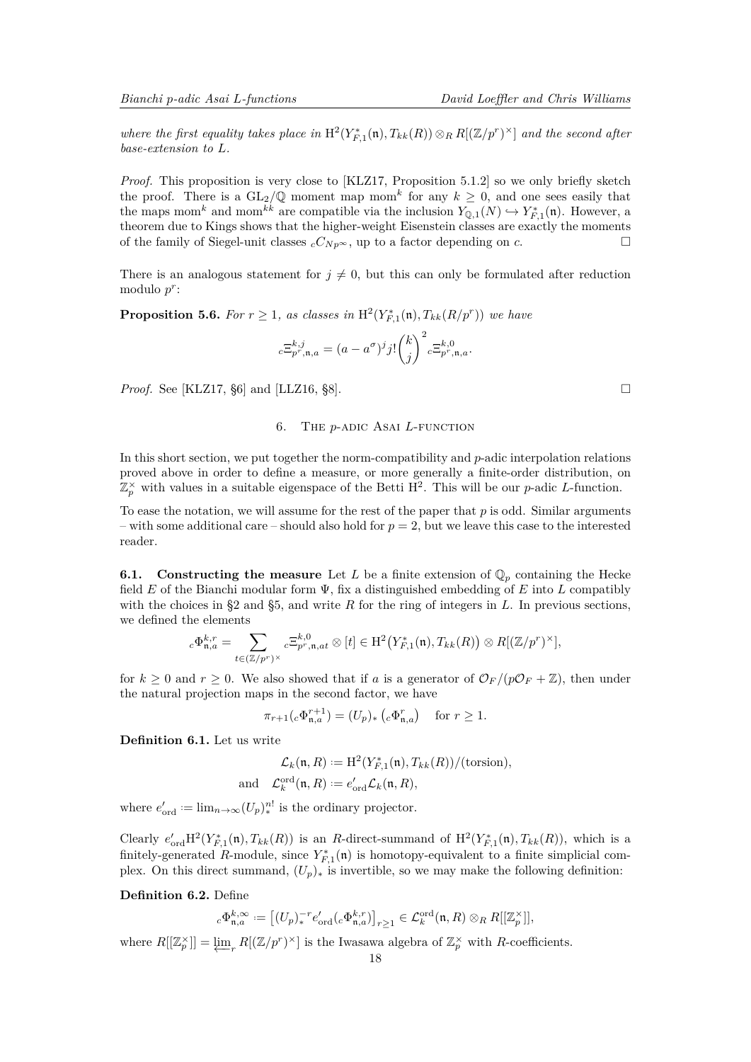*where the first equality takes place in* $\mathrm{H}^2(Y_{F,1}^*(\mathfrak{n}), T_{kk}(R)) \otimes_R R[(\mathbb{Z}/p^r)^\times]$ *and the second after base-extension to* $L$.

*Proof.* This proposition is very close to [KLZ17, Proposition 5.1.2] so we only briefly sketch the proof. There is a $\mathrm{GL}_2/\mathbb{Q}$ moment map $\mathrm{mom}^k$ for any $k \geq 0$, and one sees easily that the maps $\mathrm{mom}^k$ and $\mathrm{mom}^{kk}$ are compatible via the inclusion $Y_{\mathbb{Q},1}(N) \hookrightarrow Y_{F,1}^*(\mathfrak{n})$. However, a theorem due to Kings shows that the higher-weight Eisenstein classes are exactly the moments of the family of Siegel-unit classes ${}_cC_{Np^\infty}$, up to a factor depending on $c$. □

There is an analogous statement for $j \neq 0$, but this can only be formulated after reduction modulo $p^r$:

**Proposition 5.6.** *For* $r \geq 1$, *as classes in* $\mathrm{H}^2(Y_{F,1}^*(\mathfrak{n}), T_{kk}(R/p^r))$ *we have*

$$
{}_c\Xi^{k,j}_{p^r,\mathfrak{n},a} = (a - a^\sigma)^j j! \binom{k}{j}^2 {}_c\Xi^{k,0}_{p^r,\mathfrak{n},a}.
$$

*Proof.* See [KLZ17, §6] and [LLZ16, §8]. □

## 6. The $p$-adic Asai $L$-function

In this short section, we put together the norm-compatibility and $p$-adic interpolation relations proved above in order to define a measure, or more generally a finite-order distribution, on $\mathbb{Z}_p^\times$ with values in a suitable eigenspace of the Betti $\mathrm{H}^2$. This will be our $p$-adic $L$-function.

To ease the notation, we will assume for the rest of the paper that $p$ is odd. Similar arguments – with some additional care – should also hold for $p = 2$, but we leave this case to the interested reader.

**6.1. Constructing the measure** Let $L$ be a finite extension of $\mathbb{Q}_p$ containing the Hecke field $E$ of the Bianchi modular form $\Psi$, fix a distinguished embedding of $E$ into $L$ compatibly with the choices in §2 and §5, and write $R$ for the ring of integers in $L$. In previous sections, we defined the elements

$$
{}_c\Phi^{k,r}_{\mathfrak{n},a} = \sum_{t \in (\mathbb{Z}/p^r)^\times} {}_c\Xi^{k,0}_{p^r,\mathfrak{n},at} \otimes [t] \in \mathrm{H}^2\big(Y_{F,1}^*(\mathfrak{n}), T_{kk}(R)\big) \otimes R[(\mathbb{Z}/p^r)^\times],
$$

for $k \geq 0$ and $r \geq 0$. We also showed that if $a$ is a generator of $\mathcal{O}_F/(p\mathcal{O}_F + \mathbb{Z})$, then under the natural projection maps in the second factor, we have

$$
\pi_{r+1}({}_c\Phi^{r+1}_{\mathfrak{n},a}) = (U_p)_* \left({}_c\Phi^{r}_{\mathfrak{n},a}\right) \quad \text{for } r \geq 1.
$$

**Definition 6.1.** Let us write

$$
\begin{aligned}
\mathcal{L}_k(\mathfrak{n}, R) &:= \mathrm{H}^2(Y_{F,1}^*(\mathfrak{n}), T_{kk}(R))/(\text{torsion}),\\
\text{and} \quad \mathcal{L}_k^{\mathrm{ord}}(\mathfrak{n}, R) &:= e'_{\mathrm{ord}} \mathcal{L}_k(\mathfrak{n}, R),
\end{aligned}
$$

where $e'_{\mathrm{ord}} := \lim_{n\to\infty} (U_p)_*^{n!}$ is the ordinary projector.

Clearly $e'_{\mathrm{ord}}\mathrm{H}^2(Y_{F,1}^*(\mathfrak{n}), T_{kk}(R))$ is an $R$-direct-summand of $\mathrm{H}^2(Y_{F,1}^*(\mathfrak{n}), T_{kk}(R))$, which is a finitely-generated $R$-module, since $Y_{F,1}^*(\mathfrak{n})$ is homotopy-equivalent to a finite simplicial complex. On this direct summand, $(U_p)_*$ is invertible, so we may make the following definition:

**Definition 6.2.** Define

$$
{}_c\Phi^{k,\infty}_{\mathfrak{n},a} := \left[(U_p)_*^{-r} e'_{\mathrm{ord}}({}_c\Phi^{k,r}_{\mathfrak{n},a})\right]_{r\geq 1} \in \mathcal{L}_k^{\mathrm{ord}}(\mathfrak{n}, R) \otimes_R R[[\mathbb{Z}_p^\times]],
$$

where $R[[\mathbb{Z}_p^\times]] = \varprojlim_r R[(\mathbb{Z}/p^r)^\times]$ is the Iwasawa algebra of $\mathbb{Z}_p^\times$ with $R$-coefficients.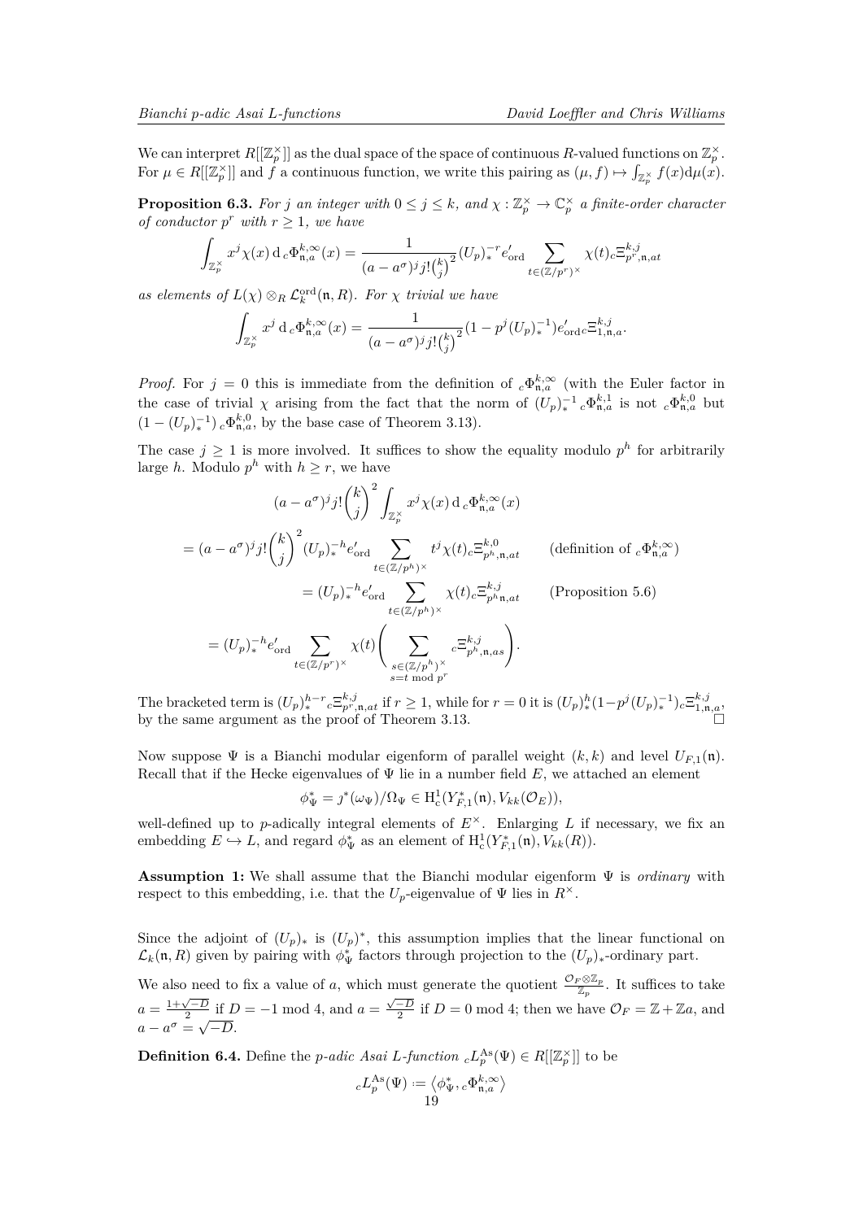We can interpret $R[[\mathbb{Z}_p^\times]]$ as the dual space of the space of continuous $R$-valued functions on $\mathbb{Z}_p^\times$. For $\mu \in R[[\mathbb{Z}_p^\times]]$ and $f$ a continuous function, we write this pairing as $(\mu, f) \mapsto \int_{\mathbb{Z}_p^\times} f(x)\mathrm{d}\mu(x)$.

**Proposition 6.3.** *For $j$ an integer with $0 \le j \le k$, and $\chi : \mathbb{Z}_p^\times \to \mathbb{C}_p^\times$ a finite-order character of conductor $p^r$ with $r \ge 1$, we have*

$$\int_{\mathbb{Z}_p^\times} x^j \chi(x)\,\mathrm{d}\,{}_c\Phi_{\mathfrak{n},a}^{k,\infty}(x) = \frac{1}{(a-a^\sigma)^j j! \binom{k}{j}^2} (U_p)_*^{-r} e'_{\mathrm{ord}} \sum_{t \in (\mathbb{Z}/p^r)^\times} \chi(t)\,{}_c\Xi^{k,j}_{p^r,\mathfrak{n},at}$$

*as elements of $L(\chi) \otimes_R \mathcal{L}_k^{\mathrm{ord}}(\mathfrak{n}, R)$. For $\chi$ trivial we have*

$$\int_{\mathbb{Z}_p^\times} x^j\,\mathrm{d}\,{}_c\Phi_{\mathfrak{n},a}^{k,\infty}(x) = \frac{1}{(a-a^\sigma)^j j! \binom{k}{j}^2} (1 - p^j (U_p)_*^{-1}) e'_{\mathrm{ord}}\,{}_c\Xi^{k,j}_{1,\mathfrak{n},a}.$$

*Proof.* For $j = 0$ this is immediate from the definition of ${}_c\Phi_{\mathfrak{n},a}^{k,\infty}$ (with the Euler factor in the case of trivial $\chi$ arising from the fact that the norm of $(U_p)_*^{-1}\,{}_c\Phi^{k,1}_{\mathfrak{n},a}$ is not ${}_c\Phi^{k,0}_{\mathfrak{n},a}$ but $(1-(U_p)_*^{-1})\,{}_c\Phi^{k,0}_{\mathfrak{n},a}$, by the base case of Theorem 3.13).

The case $j \ge 1$ is more involved. It suffices to show the equality modulo $p^h$ for arbitrarily large $h$. Modulo $p^h$ with $h \ge r$, we have

$$
\begin{aligned}
&(a-a^\sigma)^j j! \binom{k}{j}^2 \int_{\mathbb{Z}_p^\times} x^j \chi(x)\,\mathrm{d}\,{}_c\Phi_{\mathfrak{n},a}^{k,\infty}(x) \\
&= (a-a^\sigma)^j j! \binom{k}{j}^2 (U_p)_*^{-h} e'_{\mathrm{ord}} \sum_{t \in (\mathbb{Z}/p^h)^\times} t^j \chi(t)\,{}_c\Xi^{k,0}_{p^h,\mathfrak{n},at} \qquad (\text{definition of } {}_c\Phi_{\mathfrak{n},a}^{k,\infty}) \\
&= (U_p)_*^{-h} e'_{\mathrm{ord}} \sum_{t \in (\mathbb{Z}/p^h)^\times} \chi(t)\,{}_c\Xi^{k,j}_{p^h\mathfrak{n},at} \qquad (\text{Proposition 5.6}) \\
&= (U_p)_*^{-h} e'_{\mathrm{ord}} \sum_{t \in (\mathbb{Z}/p^r)^\times} \chi(t) \Bigg( \sum_{\substack{s \in (\mathbb{Z}/p^h)^\times \\ s = t \bmod p^r}} {}_c\Xi^{k,j}_{p^h,\mathfrak{n},as} \Bigg).
\end{aligned}
$$

The bracketed term is $(U_p)_*^{h-r}\,{}_c\Xi^{k,j}_{p^r,\mathfrak{n},at}$ if $r \ge 1$, while for $r = 0$ it is $(U_p)_*^h (1 - p^j (U_p)_*^{-1})\,{}_c\Xi^{k,j}_{1,\mathfrak{n},a}$, by the same argument as the proof of Theorem 3.13. $\square$

Now suppose $\Psi$ is a Bianchi modular eigenform of parallel weight $(k,k)$ and level $U_{F,1}(\mathfrak{n})$. Recall that if the Hecke eigenvalues of $\Psi$ lie in a number field $E$, we attached an element

$$\phi_\Psi^* = j^*(\omega_\Psi)/\Omega_\Psi \in \mathrm{H}^1_{\mathrm{c}}(Y^*_{F,1}(\mathfrak{n}), V_{kk}(\mathcal{O}_E)),$$

well-defined up to $p$-adically integral elements of $E^\times$. Enlarging $L$ if necessary, we fix an embedding $E \hookrightarrow L$, and regard $\phi_\Psi^*$ as an element of $\mathrm{H}^1_{\mathrm{c}}(Y^*_{F,1}(\mathfrak{n}), V_{kk}(R))$.

**Assumption 1:** We shall assume that the Bianchi modular eigenform $\Psi$ is *ordinary* with respect to this embedding, i.e. that the $U_p$-eigenvalue of $\Psi$ lies in $R^\times$.

Since the adjoint of $(U_p)_*$ is $(U_p)^*$, this assumption implies that the linear functional on $\mathcal{L}_k(\mathfrak{n}, R)$ given by pairing with $\phi_\Psi^*$ factors through projection to the $(U_p)_*$-ordinary part.

We also need to fix a value of $a$, which must generate the quotient $\frac{\mathcal{O}_F \otimes \mathbb{Z}_p}{\mathbb{Z}_p}$. It suffices to take $a = \frac{1+\sqrt{-D}}{2}$ if $D = -1 \bmod 4$, and $a = \frac{\sqrt{-D}}{2}$ if $D = 0 \bmod 4$; then we have $\mathcal{O}_F = \mathbb{Z} + \mathbb{Z}a$, and $a - a^\sigma = \sqrt{-D}$.

**Definition 6.4.** Define the *$p$-adic Asai $L$-function* ${}_cL_p^{\mathrm{As}}(\Psi) \in R[[\mathbb{Z}_p^\times]]$ to be

$${}_cL_p^{\mathrm{As}}(\Psi) := \left\langle \phi_\Psi^*, {}_c\Phi^{k,\infty}_{\mathfrak{n},a} \right\rangle$$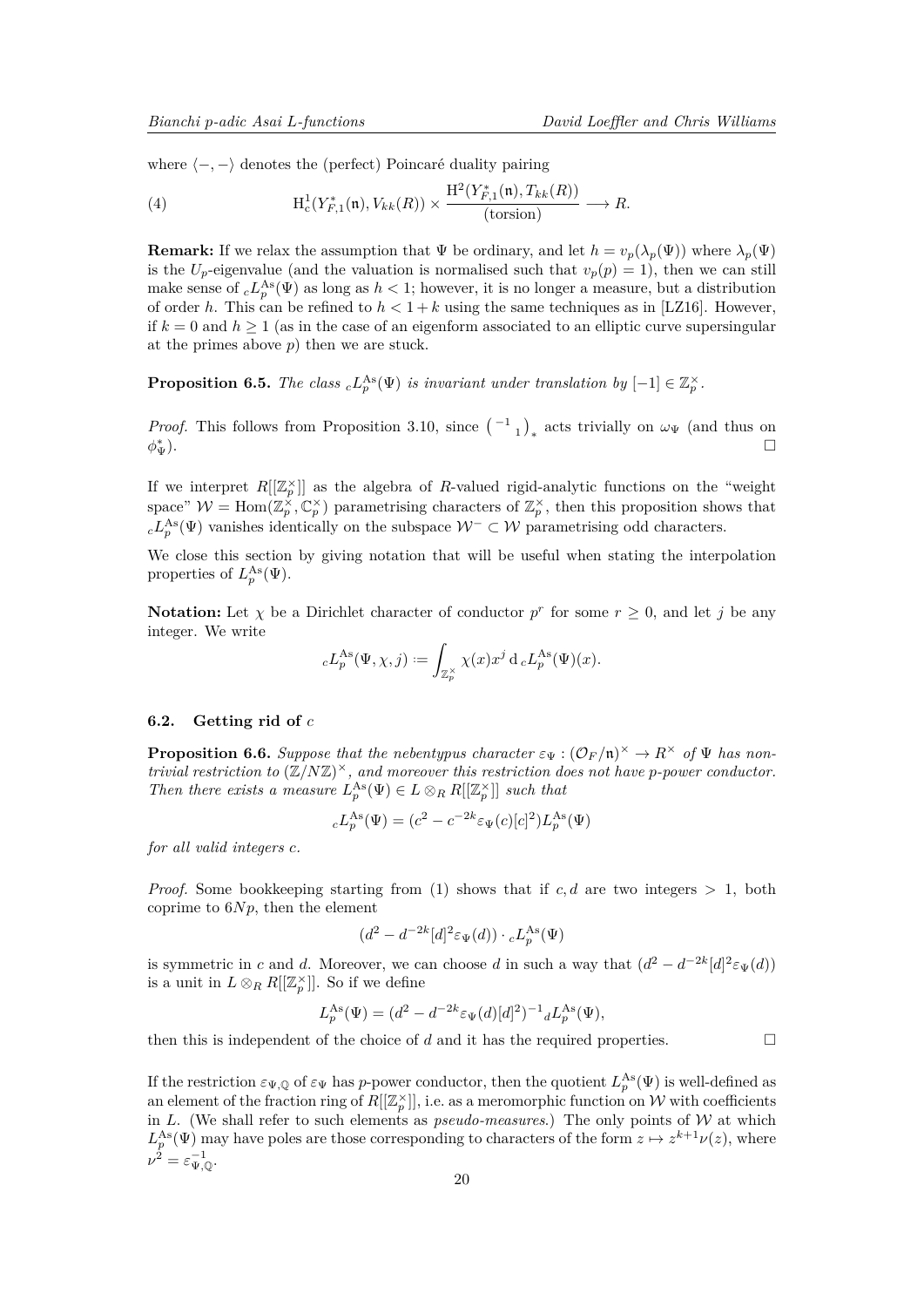where $\langle -, - \rangle$ denotes the (perfect) Poincaré duality pairing

$$\mathrm{H}^1_c(Y^*_{F,1}(\mathfrak{n}), V_{kk}(R)) \times \frac{\mathrm{H}^2(Y^*_{F,1}(\mathfrak{n}), T_{kk}(R))}{(\text{torsion})} \longrightarrow R. \tag{4}$$

**Remark:** If we relax the assumption that $\Psi$ be ordinary, and let $h = v_p(\lambda_p(\Psi))$ where $\lambda_p(\Psi)$ is the $U_p$-eigenvalue (and the valuation is normalised such that $v_p(p) = 1$), then we can still make sense of ${}_cL_p^{\mathrm{As}}(\Psi)$ as long as $h < 1$; however, it is no longer a measure, but a distribution of order $h$. This can be refined to $h < 1 + k$ using the same techniques as in [LZ16]. However, if $k = 0$ and $h \geq 1$ (as in the case of an eigenform associated to an elliptic curve supersingular at the primes above $p$) then we are stuck.

**Proposition 6.5.** *The class ${}_cL_p^{\mathrm{As}}(\Psi)$ is invariant under translation by $[-1] \in \mathbb{Z}_p^\times$.*

*Proof.* This follows from Proposition 3.10, since $\begin{pmatrix} -1 & \\ & 1 \end{pmatrix}_*$ acts trivially on $\omega_\Psi$ (and thus on $\phi^*_\Psi$). □

If we interpret $R[[\mathbb{Z}_p^\times]]$ as the algebra of $R$-valued rigid-analytic functions on the "weight space" $\mathcal{W} = \mathrm{Hom}(\mathbb{Z}_p^\times, \mathbb{C}_p^\times)$ parametrising characters of $\mathbb{Z}_p^\times$, then this proposition shows that ${}_cL_p^{\mathrm{As}}(\Psi)$ vanishes identically on the subspace $\mathcal{W}^- \subset \mathcal{W}$ parametrising odd characters.

We close this section by giving notation that will be useful when stating the interpolation properties of $L_p^{\mathrm{As}}(\Psi)$.

**Notation:** Let $\chi$ be a Dirichlet character of conductor $p^r$ for some $r \geq 0$, and let $j$ be any integer. We write

$${}_cL_p^{\mathrm{As}}(\Psi, \chi, j) := \int_{\mathbb{Z}_p^\times} \chi(x) x^j \, \mathrm{d}\, {}_cL_p^{\mathrm{As}}(\Psi)(x).$$

### 6.2. Getting rid of $c$

**Proposition 6.6.** *Suppose that the nebentypus character $\varepsilon_\Psi : (\mathcal{O}_F/\mathfrak{n})^\times \to R^\times$ of $\Psi$ has non-trivial restriction to $(\mathbb{Z}/N\mathbb{Z})^\times$, and moreover this restriction does not have $p$-power conductor. Then there exists a measure $L_p^{\mathrm{As}}(\Psi) \in L \otimes_R R[[\mathbb{Z}_p^\times]]$ such that*

$${}_cL_p^{\mathrm{As}}(\Psi) = (c^2 - c^{-2k}\varepsilon_\Psi(c)[c]^2) L_p^{\mathrm{As}}(\Psi)$$

*for all valid integers $c$.*

*Proof.* Some bookkeeping starting from (1) shows that if $c, d$ are two integers $> 1$, both coprime to $6Np$, then the element

$$(d^2 - d^{-2k}[d]^2\varepsilon_\Psi(d)) \cdot {}_cL_p^{\mathrm{As}}(\Psi)$$

is symmetric in $c$ and $d$. Moreover, we can choose $d$ in such a way that $(d^2 - d^{-2k}[d]^2\varepsilon_\Psi(d))$ is a unit in $L \otimes_R R[[\mathbb{Z}_p^\times]]$. So if we define

$$L_p^{\mathrm{As}}(\Psi) = (d^2 - d^{-2k}\varepsilon_\Psi(d)[d]^2)^{-1} {}_dL_p^{\mathrm{As}}(\Psi),$$

then this is independent of the choice of $d$ and it has the required properties. □

If the restriction $\varepsilon_{\Psi,\mathbb{Q}}$ of $\varepsilon_\Psi$ has $p$-power conductor, then the quotient $L_p^{\mathrm{As}}(\Psi)$ is well-defined as an element of the fraction ring of $R[[\mathbb{Z}_p^\times]]$, i.e. as a meromorphic function on $\mathcal{W}$ with coefficients in $L$. (We shall refer to such elements as *pseudo-measures*.) The only points of $\mathcal{W}$ at which $L_p^{\mathrm{As}}(\Psi)$ may have poles are those corresponding to characters of the form $z \mapsto z^{k+1}\nu(z)$, where $\nu^2 = \varepsilon_{\Psi,\mathbb{Q}}^{-1}$.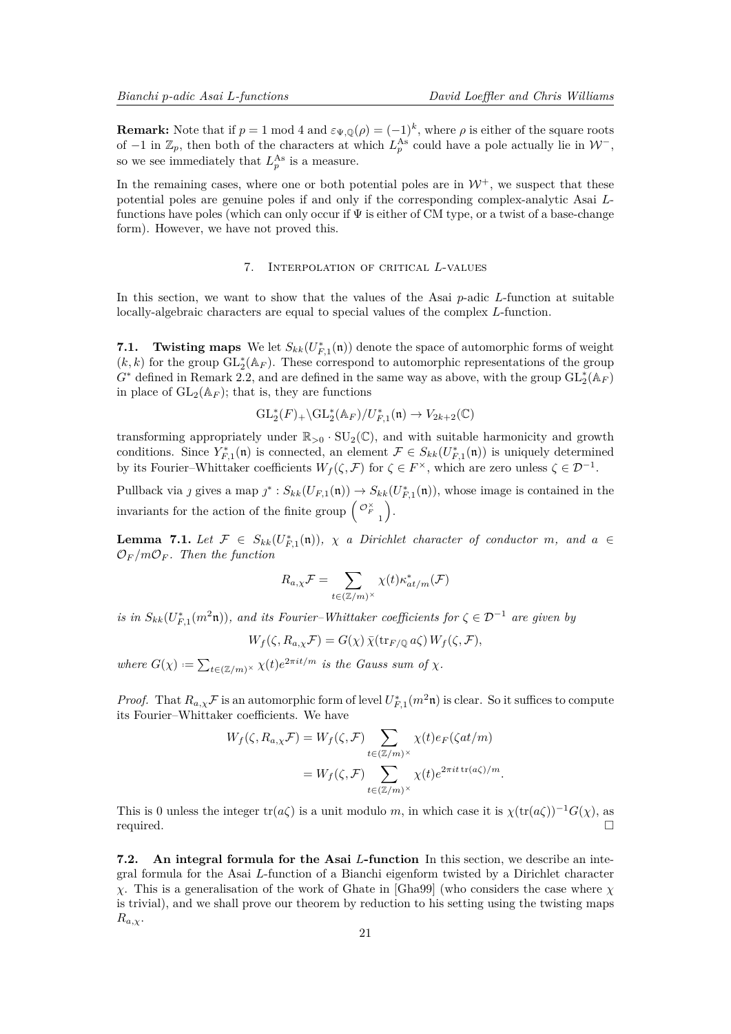**Remark:** Note that if $p = 1 \bmod 4$ and $\varepsilon_{\Psi,\mathbb{Q}}(\rho) = (-1)^k$, where $\rho$ is either of the square roots of $-1$ in $\mathbb{Z}_p$, then both of the characters at which $L_p^{\mathrm{As}}$ could have a pole actually lie in $\mathcal{W}^-$, so we see immediately that $L_p^{\mathrm{As}}$ is a measure.

In the remaining cases, where one or both potential poles are in $\mathcal{W}^+$, we suspect that these potential poles are genuine poles if and only if the corresponding complex-analytic Asai $L$-functions have poles (which can only occur if $\Psi$ is either of CM type, or a twist of a base-change form). However, we have not proved this.

## 7. Interpolation of critical $L$-values

In this section, we want to show that the values of the Asai $p$-adic $L$-function at suitable locally-algebraic characters are equal to special values of the complex $L$-function.

**7.1. Twisting maps** We let $S_{kk}(U_{F,1}^*(\mathfrak{n}))$ denote the space of automorphic forms of weight $(k,k)$ for the group $\mathrm{GL}_2^*(\mathbb{A}_F)$. These correspond to automorphic representations of the group $G^*$ defined in Remark 2.2, and are defined in the same way as above, with the group $\mathrm{GL}_2^*(\mathbb{A}_F)$ in place of $\mathrm{GL}_2(\mathbb{A}_F)$; that is, they are functions

$$\mathrm{GL}_2^*(F)_+\backslash \mathrm{GL}_2^*(\mathbb{A}_F)/U_{F,1}^*(\mathfrak{n}) \to V_{2k+2}(\mathbb{C})$$

transforming appropriately under $\mathbb{R}_{>0}\cdot \mathrm{SU}_2(\mathbb{C})$, and with suitable harmonicity and growth conditions. Since $Y_{F,1}^*(\mathfrak{n})$ is connected, an element $\mathcal{F} \in S_{kk}(U_{F,1}^*(\mathfrak{n}))$ is uniquely determined by its Fourier–Whittaker coefficients $W_f(\zeta, \mathcal{F})$ for $\zeta \in F^\times$, which are zero unless $\zeta \in \mathcal{D}^{-1}$.

Pullback via $\jmath$ gives a map $\jmath^* : S_{kk}(U_{F,1}(\mathfrak{n})) \to S_{kk}(U_{F,1}^*(\mathfrak{n}))$, whose image is contained in the invariants for the action of the finite group $\begin{pmatrix} \mathcal{O}_F^\times & \\ & 1\end{pmatrix}$.

**Lemma 7.1.** *Let $\mathcal{F} \in S_{kk}(U_{F,1}^*(\mathfrak{n}))$, $\chi$ a Dirichlet character of conductor $m$, and $a \in \mathcal{O}_F/m\mathcal{O}_F$. Then the function*

$$R_{a,\chi}\mathcal{F} = \sum_{t\in(\mathbb{Z}/m)^\times} \chi(t)\kappa_{at/m}^*(\mathcal{F})$$

*is in $S_{kk}(U_{F,1}^*(m^2\mathfrak{n}))$, and its Fourier–Whittaker coefficients for $\zeta \in \mathcal{D}^{-1}$ are given by*

$$W_f(\zeta, R_{a,\chi}\mathcal{F}) = G(\chi)\,\bar\chi(\mathrm{tr}_{F/\mathbb{Q}}\, a\zeta)\, W_f(\zeta,\mathcal{F}),$$

*where $G(\chi) := \sum_{t\in(\mathbb{Z}/m)^\times}\chi(t)e^{2\pi i t/m}$ is the Gauss sum of $\chi$.*

*Proof.* That $R_{a,\chi}\mathcal{F}$ is an automorphic form of level $U_{F,1}^*(m^2\mathfrak{n})$ is clear. So it suffices to compute its Fourier–Whittaker coefficients. We have

$$\begin{aligned} W_f(\zeta, R_{a,\chi}\mathcal{F}) &= W_f(\zeta,\mathcal{F})\sum_{t\in(\mathbb{Z}/m)^\times}\chi(t)e_F(\zeta a t/m) \\ &= W_f(\zeta,\mathcal{F})\sum_{t\in(\mathbb{Z}/m)^\times}\chi(t)e^{2\pi i t\,\mathrm{tr}(a\zeta)/m}. \end{aligned}$$

This is 0 unless the integer $\mathrm{tr}(a\zeta)$ is a unit modulo $m$, in which case it is $\chi(\mathrm{tr}(a\zeta))^{-1}G(\chi)$, as required. $\square$

**7.2. An integral formula for the Asai $L$-function** In this section, we describe an integral formula for the Asai $L$-function of a Bianchi eigenform twisted by a Dirichlet character $\chi$. This is a generalisation of the work of Ghate in [Gha99] (who considers the case where $\chi$ is trivial), and we shall prove our theorem by reduction to his setting using the twisting maps $R_{a,\chi}$.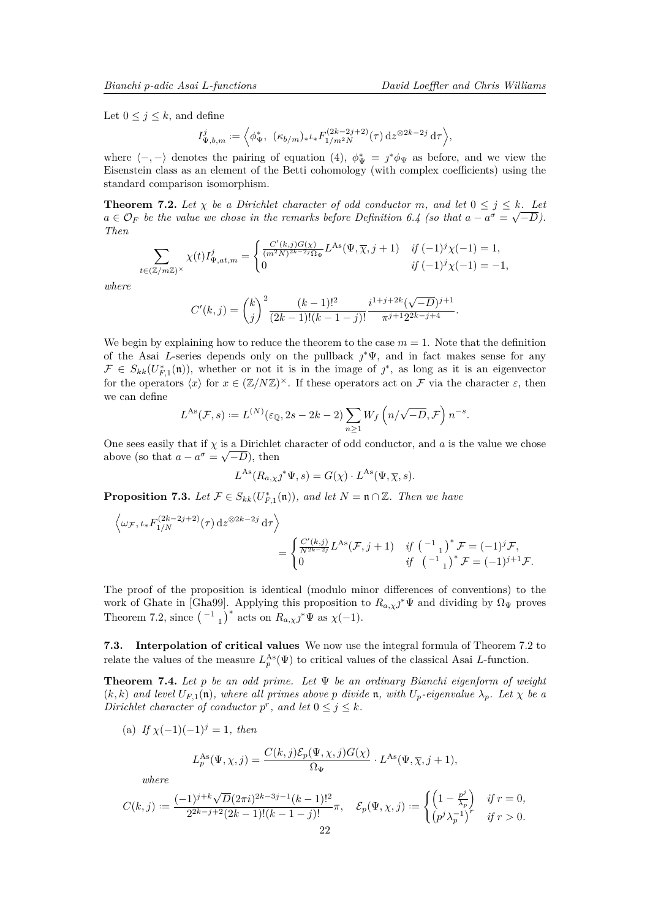Let $0 \leq j \leq k$, and define

$$I^j_{\Psi,b,m} := \left\langle \phi^*_\Psi,\ (\kappa_{b/m})_* \iota_* F^{(2k-2j+2)}_{1/m^2N}(\tau)\, \mathrm{d}z^{\otimes 2k-2j}\, \mathrm{d}\tau \right\rangle,$$

where $\langle -, - \rangle$ denotes the pairing of equation (4), $\phi^*_\Psi = \jmath^* \phi_\Psi$ as before, and we view the Eisenstein class as an element of the Betti cohomology (with complex coefficients) using the standard comparison isomorphism.

**Theorem 7.2.** *Let $\chi$ be a Dirichlet character of odd conductor $m$, and let $0 \leq j \leq k$. Let $a \in \mathcal{O}_F$ be the value we chose in the remarks before Definition 6.4 (so that $a - a^\sigma = \sqrt{-D}$). Then*

$$\sum_{t \in (\mathbb{Z}/m\mathbb{Z})^\times} \chi(t) I^j_{\Psi,at,m} = \begin{cases} \frac{C'(k,j)G(\chi)}{(m^2N)^{2k-2j}\Omega_\Psi} L^{\mathrm{As}}(\Psi, \overline{\chi}, j+1) & \text{if } (-1)^j \chi(-1) = 1, \\ 0 & \text{if } (-1)^j \chi(-1) = -1, \end{cases}$$

*where*

$$C'(k,j) = \binom{k}{j}^2 \frac{(k-1)!^2}{(2k-1)!(k-1-j)!} \frac{i^{1+j+2k}(\sqrt{-D})^{j+1}}{\pi^{j+1} 2^{2k-j+4}}.$$

We begin by explaining how to reduce the theorem to the case $m = 1$. Note that the definition of the Asai $L$-series depends only on the pullback $\jmath^*\Psi$, and in fact makes sense for any $\mathcal{F} \in S_{kk}(U^*_{F,1}(\mathfrak{n}))$, whether or not it is in the image of $\jmath^*$, as long as it is an eigenvector for the operators $\langle x \rangle$ for $x \in (\mathbb{Z}/N\mathbb{Z})^\times$. If these operators act on $\mathcal{F}$ via the character $\varepsilon$, then we can define

$$L^{\mathrm{As}}(\mathcal{F}, s) := L^{(N)}(\varepsilon_{\mathbb{Q}}, 2s - 2k - 2) \sum_{n \geq 1} W_f\left(n/\sqrt{-D}, \mathcal{F}\right) n^{-s}.$$

One sees easily that if $\chi$ is a Dirichlet character of odd conductor, and $a$ is the value we chose above (so that $a - a^\sigma = \sqrt{-D}$), then

$$L^{\mathrm{As}}(R_{a,\chi}\jmath^*\Psi, s) = G(\chi) \cdot L^{\mathrm{As}}(\Psi, \overline{\chi}, s).$$

**Proposition 7.3.** *Let $\mathcal{F} \in S_{kk}(U^*_{F,1}(\mathfrak{n}))$, and let $N = \mathfrak{n} \cap \mathbb{Z}$. Then we have*

$$\left\langle \omega_{\mathcal{F}}, \iota_* F^{(2k-2j+2)}_{1/N}(\tau)\, \mathrm{d}z^{\otimes 2k-2j}\, \mathrm{d}\tau \right\rangle = \begin{cases} \frac{C'(k,j)}{N^{2k-2j}} L^{\mathrm{As}}(\mathcal{F}, j+1) & \text{if } \begin{pmatrix} -1 & \\ & 1 \end{pmatrix}^* \mathcal{F} = (-1)^j \mathcal{F}, \\ 0 & \text{if } \begin{pmatrix} -1 & \\ & 1 \end{pmatrix}^* \mathcal{F} = (-1)^{j+1} \mathcal{F}. \end{cases}$$

The proof of the proposition is identical (modulo minor differences of conventions) to the work of Ghate in [Gha99]. Applying this proposition to $R_{a,\chi}\jmath^*\Psi$ and dividing by $\Omega_\Psi$ proves Theorem 7.2, since $\begin{pmatrix} -1 & \\ & 1 \end{pmatrix}^*$ acts on $R_{a,\chi}\jmath^*\Psi$ as $\chi(-1)$.

### 7.3. Interpolation of critical values

We now use the integral formula of Theorem 7.2 to relate the values of the measure $L^{\mathrm{As}}_p(\Psi)$ to critical values of the classical Asai $L$-function.

**Theorem 7.4.** *Let $p$ be an odd prime. Let $\Psi$ be an ordinary Bianchi eigenform of weight $(k,k)$ and level $U_{F,1}(\mathfrak{n})$, where all primes above $p$ divide $\mathfrak{n}$, with $U_p$-eigenvalue $\lambda_p$. Let $\chi$ be a Dirichlet character of conductor $p^r$, and let $0 \leq j \leq k$.*

(a) *If $\chi(-1)(-1)^j = 1$, then*

$$L^{\mathrm{As}}_p(\Psi, \chi, j) = \frac{C(k,j)\mathcal{E}_p(\Psi,\chi,j)G(\chi)}{\Omega_\Psi} \cdot L^{\mathrm{As}}(\Psi, \overline{\chi}, j+1),$$

*where*

$$C(k,j) := \frac{(-1)^{j+k}\sqrt{D}(2\pi i)^{2k-3j-1}(k-1)!^2}{2^{2k-j+2}(2k-1)!(k-1-j)!}\pi, \quad \mathcal{E}_p(\Psi,\chi,j) := \begin{cases} \left(1 - \frac{p^j}{\lambda_p}\right) & \text{if } r = 0, \\ \left(p^j \lambda_p^{-1}\right)^r & \text{if } r > 0. \end{cases}$$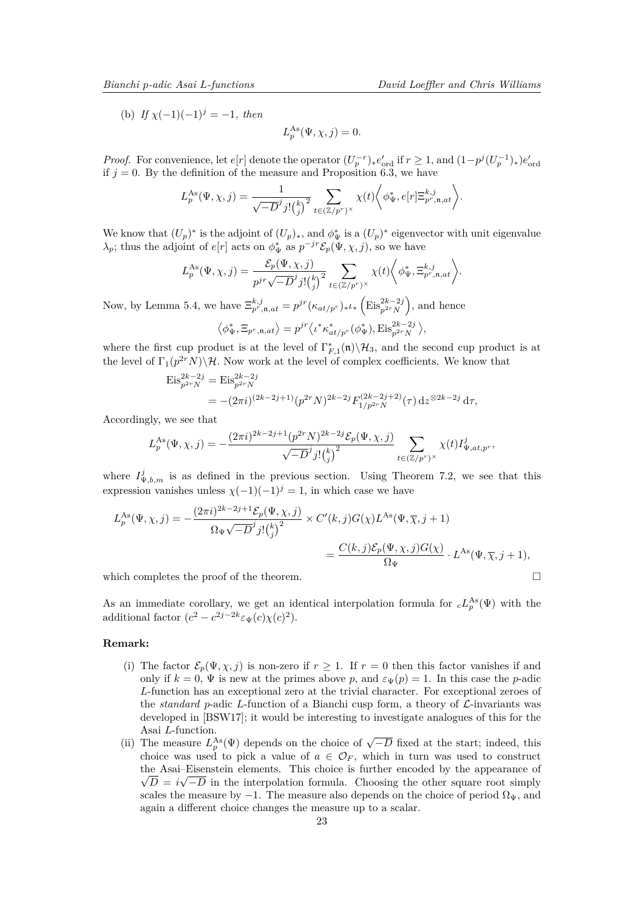(b) *If* $\chi(-1)(-1)^j = -1$, *then*

$$L_p^{\mathrm{As}}(\Psi, \chi, j) = 0.$$

*Proof.* For convenience, let $e[r]$ denote the operator $(U_p^{-r})_* e'_{\mathrm{ord}}$ if $r \geq 1$, and $(1 - p^j (U_p^{-1})_*) e'_{\mathrm{ord}}$ if $j = 0$. By the definition of the measure and Proposition 6.3, we have

$$L_p^{\mathrm{As}}(\Psi, \chi, j) = \frac{1}{\sqrt{-D}^j j! \binom{k}{j}^2} \sum_{t \in (\mathbb{Z}/p^r)^\times} \chi(t) \left\langle \phi_\Psi^*, e[r] \Xi_{p^r, \mathfrak{n}, at}^{k,j} \right\rangle.$$

We know that $(U_p)^*$ is the adjoint of $(U_p)_*$, and $\phi_\Psi^*$ is a $(U_p)^*$ eigenvector with unit eigenvalue $\lambda_p$; thus the adjoint of $e[r]$ acts on $\phi_\Psi^*$ as $p^{-jr}\mathcal{E}_p(\Psi, \chi, j)$, so we have

$$L_p^{\mathrm{As}}(\Psi, \chi, j) = \frac{\mathcal{E}_p(\Psi, \chi, j)}{p^{jr}\sqrt{-D}^j j! \binom{k}{j}^2} \sum_{t \in (\mathbb{Z}/p^r)^\times} \chi(t) \left\langle \phi_\Psi^*, \Xi_{p^r, \mathfrak{n}, at}^{k,j} \right\rangle.$$

Now, by Lemma 5.4, we have $\Xi_{p^r, \mathfrak{n}, at}^{k,j} = p^{jr} (\kappa_{at/p^r})_* \iota_* \left( \mathrm{Eis}_{p^{2r}N}^{2k-2j} \right)$, and hence

$$\left\langle \phi_\Psi^*, \Xi_{p^r, \mathfrak{n}, at} \right\rangle = p^{jr} \left\langle \iota^* \kappa_{at/p^r}^* (\phi_\Psi^*), \mathrm{Eis}_{p^{2r}N}^{2k-2j} \right\rangle,$$

where the first cup product is at the level of $\Gamma_{F,1}^*(\mathfrak{n})\backslash \mathcal{H}_3$, and the second cup product is at the level of $\Gamma_1(p^{2r}N)\backslash \mathcal{H}$. Now work at the level of complex coefficients. We know that

$$\begin{aligned}
\mathrm{Eis}_{p^{2r}N}^{2k-2j} &= \mathrm{Eis}_{p^{2r}N}^{2k-2j} \\
&= -(2\pi i)^{(2k-2j+1)} (p^{2r}N)^{2k-2j} F_{1/p^{2r}N}^{(2k-2j+2)}(\tau)\, \mathrm{d}z^{\otimes 2k-2j}\, \mathrm{d}\tau,
\end{aligned}$$

Accordingly, we see that

$$L_p^{\mathrm{As}}(\Psi, \chi, j) = -\frac{(2\pi i)^{2k-2j+1} (p^{2r}N)^{2k-2j} \mathcal{E}_p(\Psi, \chi, j)}{\sqrt{-D}^j j! \binom{k}{j}^2} \sum_{t \in (\mathbb{Z}/p^r)^\times} \chi(t) I_{\Psi, at, p^r}^j,$$

where $I_{\Psi, b, m}^j$ is as defined in the previous section. Using Theorem 7.2, we see that this expression vanishes unless $\chi(-1)(-1)^j = 1$, in which case we have

$$\begin{aligned}
L_p^{\mathrm{As}}(\Psi, \chi, j) &= -\frac{(2\pi i)^{2k-2j+1} \mathcal{E}_p(\Psi, \chi, j)}{\Omega_\Psi \sqrt{-D}^j j! \binom{k}{j}^2} \times C'(k,j) G(\chi) L^{\mathrm{As}}(\Psi, \overline{\chi}, j+1) \\
&= \frac{C(k,j)\mathcal{E}_p(\Psi, \chi, j) G(\chi)}{\Omega_\Psi} \cdot L^{\mathrm{As}}(\Psi, \overline{\chi}, j+1),
\end{aligned}$$

which completes the proof of the theorem. □

As an immediate corollary, we get an identical interpolation formula for ${}_cL_p^{\mathrm{As}}(\Psi)$ with the additional factor $(c^2 - c^{2j-2k}\varepsilon_\Psi(c)\chi(c)^2)$.

**Remark:**

(i) The factor $\mathcal{E}_p(\Psi, \chi, j)$ is non-zero if $r \geq 1$. If $r = 0$ then this factor vanishes if and only if $k = 0$, $\Psi$ is new at the primes above $p$, and $\varepsilon_\Psi(p) = 1$. In this case the $p$-adic $L$-function has an exceptional zero at the trivial character. For exceptional zeroes of the *standard* $p$-adic $L$-function of a Bianchi cusp form, a theory of $\mathcal{L}$-invariants was developed in [BSW17]; it would be interesting to investigate analogues of this for the Asai $L$-function.

(ii) The measure $L_p^{\mathrm{As}}(\Psi)$ depends on the choice of $\sqrt{-D}$ fixed at the start; indeed, this choice was used to pick a value of $a \in \mathcal{O}_F$, which in turn was used to construct the Asai–Eisenstein elements. This choice is further encoded by the appearance of $\sqrt{D} = i\sqrt{-D}$ in the interpolation formula. Choosing the other square root simply scales the measure by $-1$. The measure also depends on the choice of period $\Omega_\Psi$, and again a different choice changes the measure up to a scalar.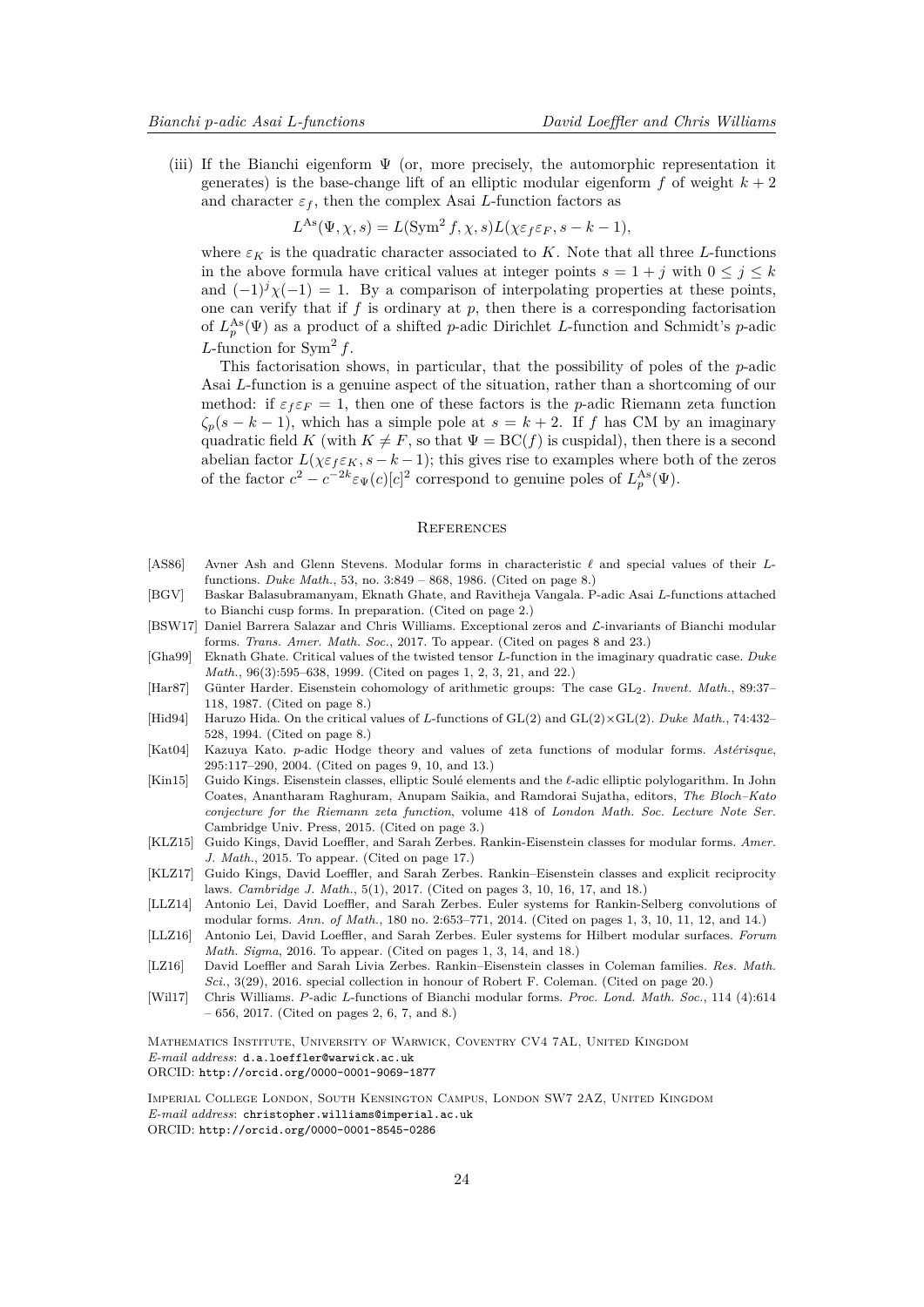(iii) If the Bianchi eigenform $\Psi$ (or, more precisely, the automorphic representation it generates) is the base-change lift of an elliptic modular eigenform $f$ of weight $k+2$ and character $\varepsilon_f$, then the complex Asai $L$-function factors as

$$L^{\mathrm{As}}(\Psi, \chi, s) = L(\mathrm{Sym}^2 f, \chi, s) L(\chi\varepsilon_f\varepsilon_F, s-k-1),$$

where $\varepsilon_K$ is the quadratic character associated to $K$. Note that all three $L$-functions in the above formula have critical values at integer points $s = 1+j$ with $0 \leq j \leq k$ and $(-1)^j\chi(-1) = 1$. By a comparison of interpolating properties at these points, one can verify that if $f$ is ordinary at $p$, then there is a corresponding factorisation of $L_p^{\mathrm{As}}(\Psi)$ as a product of a shifted $p$-adic Dirichlet $L$-function and Schmidt's $p$-adic $L$-function for $\mathrm{Sym}^2 f$.

This factorisation shows, in particular, that the possibility of poles of the $p$-adic Asai $L$-function is a genuine aspect of the situation, rather than a shortcoming of our method: if $\varepsilon_f\varepsilon_F = 1$, then one of these factors is the $p$-adic Riemann zeta function $\zeta_p(s-k-1)$, which has a simple pole at $s = k+2$. If $f$ has CM by an imaginary quadratic field $K$ (with $K \neq F$, so that $\Psi = \mathrm{BC}(f)$ is cuspidal), then there is a second abelian factor $L(\chi\varepsilon_f\varepsilon_K, s-k-1)$; this gives rise to examples where both of the zeros of the factor $c^2 - c^{-2k}\varepsilon_\Psi(c)[c]^2$ correspond to genuine poles of $L_p^{\mathrm{As}}(\Psi)$.

## References

[AS86] Avner Ash and Glenn Stevens. Modular forms in characteristic $\ell$ and special values of their $L$-functions. *Duke Math.*, 53, no. 3:849 – 868, 1986. (Cited on page 8.)

[BGV] Baskar Balasubramanyam, Eknath Ghate, and Ravitheja Vangala. P-adic Asai $L$-functions attached to Bianchi cusp forms. In preparation. (Cited on page 2.)

[BSW17] Daniel Barrera Salazar and Chris Williams. Exceptional zeros and $\mathcal{L}$-invariants of Bianchi modular forms. *Trans. Amer. Math. Soc.*, 2017. To appear. (Cited on pages 8 and 23.)

[Gha99] Eknath Ghate. Critical values of the twisted tensor $L$-function in the imaginary quadratic case. *Duke Math.*, 96(3):595–638, 1999. (Cited on pages 1, 2, 3, 21, and 22.)

[Har87] Günter Harder. Eisenstein cohomology of arithmetic groups: The case $\mathrm{GL}_2$. *Invent. Math.*, 89:37–118, 1987. (Cited on page 8.)

[Hid94] Haruzo Hida. On the critical values of $L$-functions of $\mathrm{GL}(2)$ and $\mathrm{GL}(2)\times\mathrm{GL}(2)$. *Duke Math.*, 74:432–528, 1994. (Cited on page 8.)

[Kat04] Kazuya Kato. $p$-adic Hodge theory and values of zeta functions of modular forms. *Astérisque*, 295:117–290, 2004. (Cited on pages 9, 10, and 13.)

[Kin15] Guido Kings. Eisenstein classes, elliptic Soulé elements and the $\ell$-adic elliptic polylogarithm. In John Coates, Anantharam Raghuram, Anupam Saikia, and Ramdorai Sujatha, editors, *The Bloch–Kato conjecture for the Riemann zeta function*, volume 418 of *London Math. Soc. Lecture Note Ser.* Cambridge Univ. Press, 2015. (Cited on page 3.)

[KLZ15] Guido Kings, David Loeffler, and Sarah Zerbes. Rankin-Eisenstein classes for modular forms. *Amer. J. Math.*, 2015. To appear. (Cited on page 17.)

[KLZ17] Guido Kings, David Loeffler, and Sarah Zerbes. Rankin–Eisenstein classes and explicit reciprocity laws. *Cambridge J. Math.*, 5(1), 2017. (Cited on pages 3, 10, 16, 17, and 18.)

[LLZ14] Antonio Lei, David Loeffler, and Sarah Zerbes. Euler systems for Rankin-Selberg convolutions of modular forms. *Ann. of Math.*, 180 no. 2:653–771, 2014. (Cited on pages 1, 3, 10, 11, 12, and 14.)

[LLZ16] Antonio Lei, David Loeffler, and Sarah Zerbes. Euler systems for Hilbert modular surfaces. *Forum Math. Sigma*, 2016. To appear. (Cited on pages 1, 3, 14, and 18.)

[LZ16] David Loeffler and Sarah Livia Zerbes. Rankin–Eisenstein classes in Coleman families. *Res. Math. Sci.*, 3(29), 2016. special collection in honour of Robert F. Coleman. (Cited on page 20.)

[Wil17] Chris Williams. $P$-adic $L$-functions of Bianchi modular forms. *Proc. Lond. Math. Soc.*, 114 (4):614 – 656, 2017. (Cited on pages 2, 6, 7, and 8.)

Mathematics Institute, University of Warwick, Coventry CV4 7AL, United Kingdom
*E-mail address*: d.a.loeffler@warwick.ac.uk
ORCID: http://orcid.org/0000-0001-9069-1877

Imperial College London, South Kensington Campus, London SW7 2AZ, United Kingdom
*E-mail address*: christopher.williams@imperial.ac.uk
ORCID: http://orcid.org/0000-0001-8545-0286